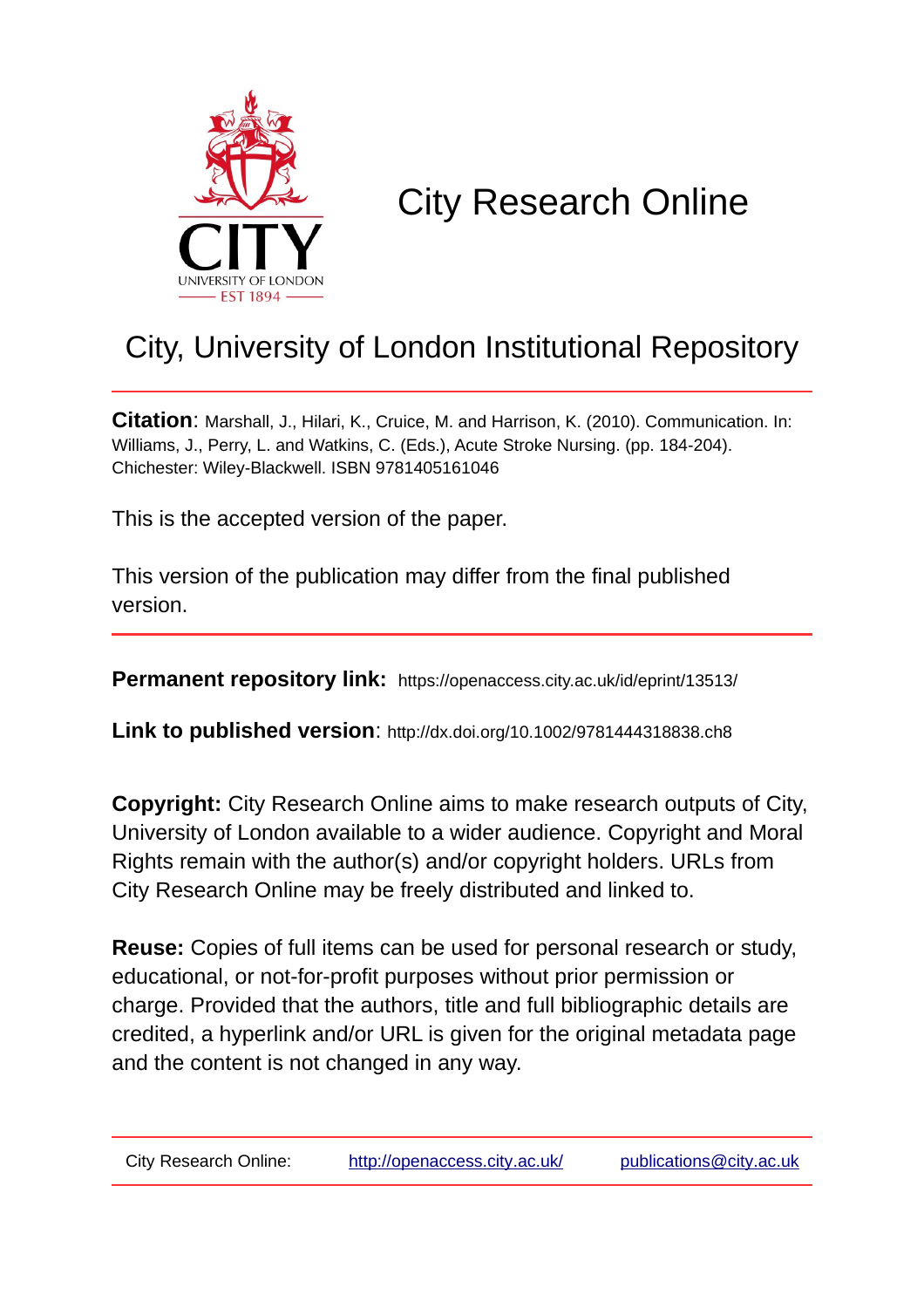# City Research Online

## City, University of London Institutional Repository

**Citation**: Marshall, J., Hilari, K., Cruice, M. and Harrison, K. (2010). Communication. In: Williams, J., Perry, L. and Watkins, C. (Eds.), Acute Stroke Nursing. (pp. 184-204). Chichester: Wiley-Blackwell. ISBN 9781405161046

This is the accepted version of the paper.

This version of the publication may differ from the final published version.

**Permanent repository link:** https://openaccess.city.ac.uk/id/eprint/13513/

**Link to published version**: http://dx.doi.org/10.1002/9781444318838.ch8

**Copyright:** City Research Online aims to make research outputs of City, University of London available to a wider audience. Copyright and Moral Rights remain with the author(s) and/or copyright holders. URLs from City Research Online may be freely distributed and linked to.

**Reuse:** Copies of full items can be used for personal research or study, educational, or not-for-profit purposes without prior permission or charge. Provided that the authors, title and full bibliographic details are credited, a hyperlink and/or URL is given for the original metadata page and the content is not changed in any way.

City Research Online: http://openaccess.city.ac.uk/ publications@city.ac.uk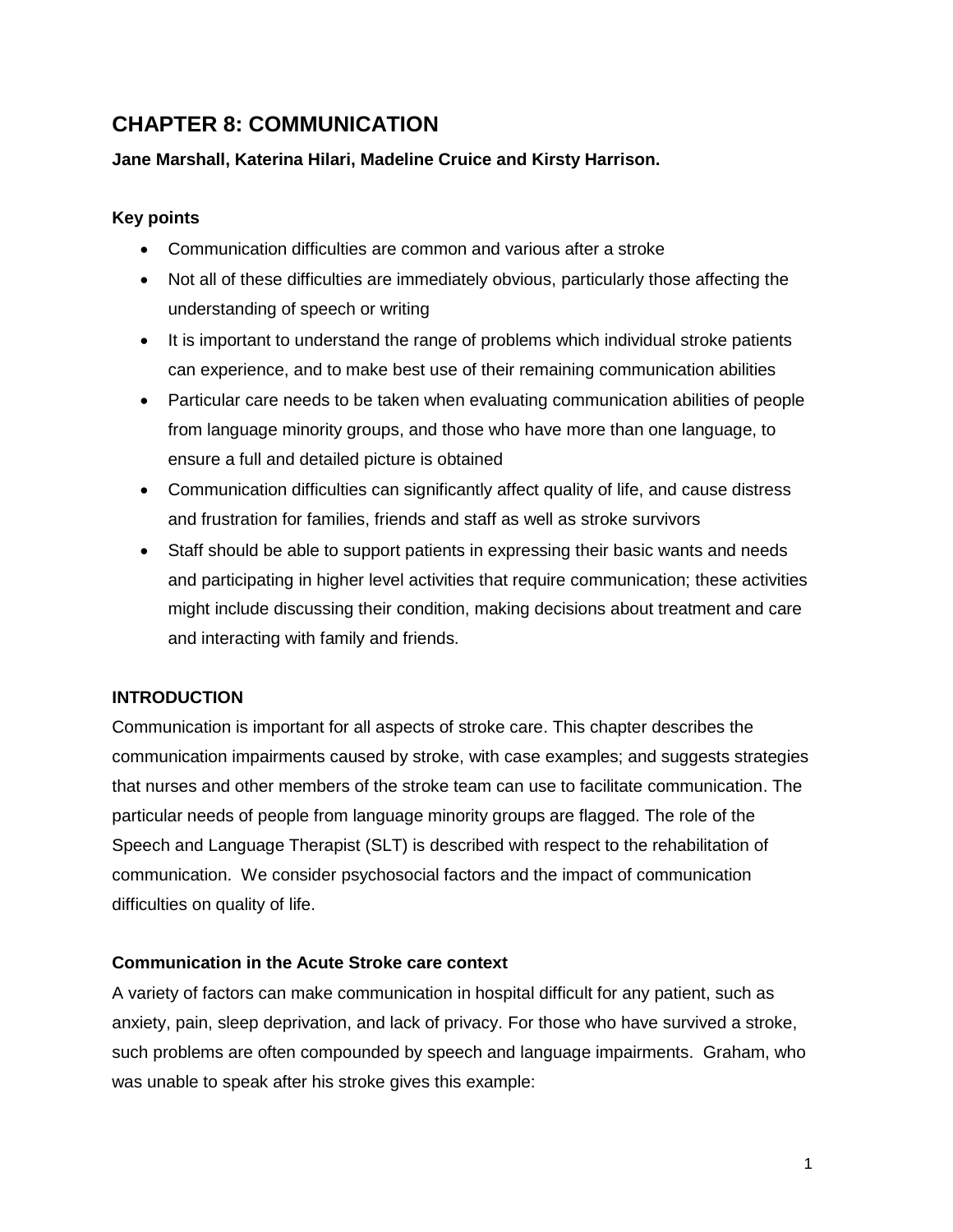# CHAPTER 8: COMMUNICATION

**Jane Marshall, Katerina Hilari, Madeline Cruice and Kirsty Harrison.**

**Key points**

- Communication difficulties are common and various after a stroke
- Not all of these difficulties are immediately obvious, particularly those affecting the understanding of speech or writing
- It is important to understand the range of problems which individual stroke patients can experience, and to make best use of their remaining communication abilities
- Particular care needs to be taken when evaluating communication abilities of people from language minority groups, and those who have more than one language, to ensure a full and detailed picture is obtained
- Communication difficulties can significantly affect quality of life, and cause distress and frustration for families, friends and staff as well as stroke survivors
- Staff should be able to support patients in expressing their basic wants and needs and participating in higher level activities that require communication; these activities might include discussing their condition, making decisions about treatment and care and interacting with family and friends.

## INTRODUCTION

Communication is important for all aspects of stroke care. This chapter describes the communication impairments caused by stroke, with case examples; and suggests strategies that nurses and other members of the stroke team can use to facilitate communication. The particular needs of people from language minority groups are flagged. The role of the Speech and Language Therapist (SLT) is described with respect to the rehabilitation of communication. We consider psychosocial factors and the impact of communication difficulties on quality of life.

### Communication in the Acute Stroke care context

A variety of factors can make communication in hospital difficult for any patient, such as anxiety, pain, sleep deprivation, and lack of privacy. For those who have survived a stroke, such problems are often compounded by speech and language impairments. Graham, who was unable to speak after his stroke gives this example: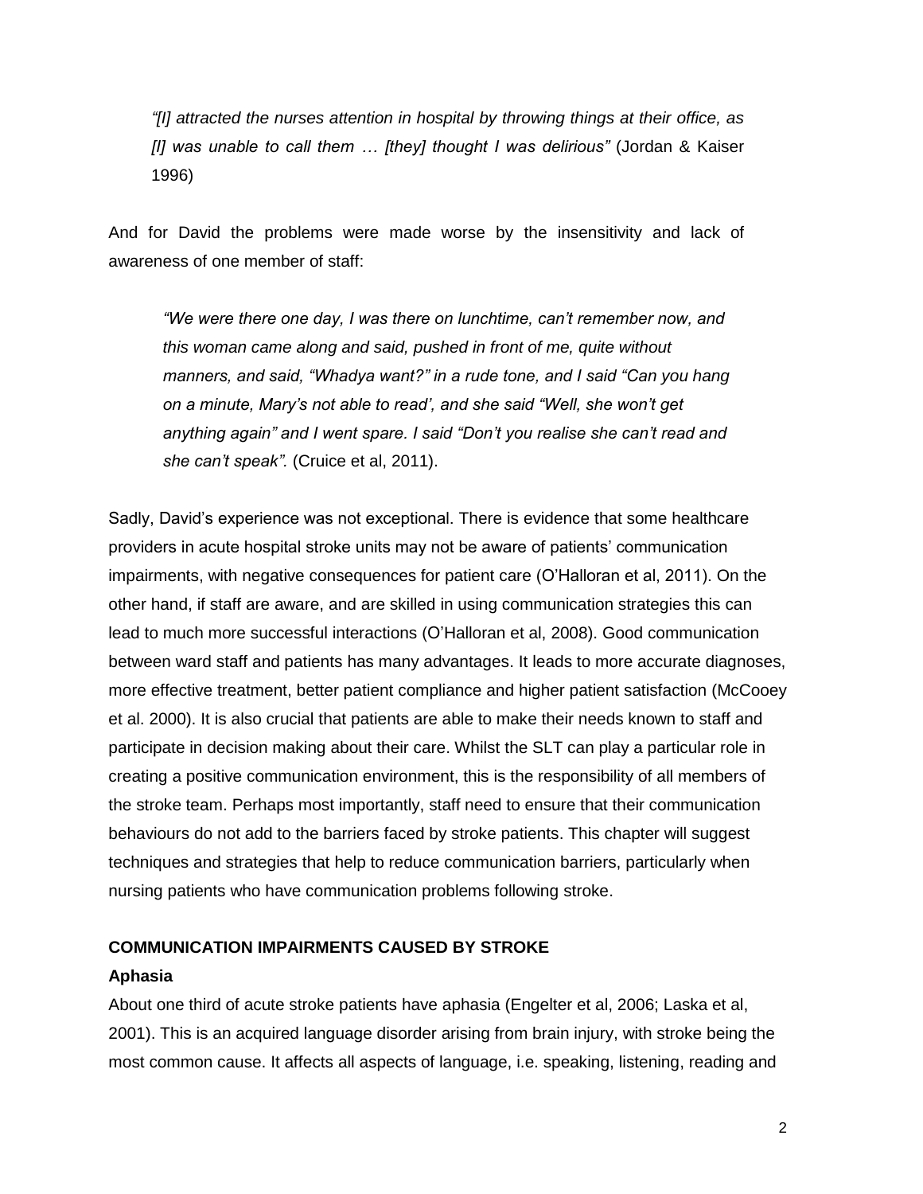> *"[I] attracted the nurses attention in hospital by throwing things at their office, as [I] was unable to call them … [they] thought I was delirious"* (Jordan & Kaiser 1996)

And for David the problems were made worse by the insensitivity and lack of awareness of one member of staff:

> *"We were there one day, I was there on lunchtime, can't remember now, and this woman came along and said, pushed in front of me, quite without manners, and said, "Whadya want?" in a rude tone, and I said "Can you hang on a minute, Mary's not able to read', and she said "Well, she won't get anything again" and I went spare. I said "Don't you realise she can't read and she can't speak".* (Cruice et al, 2011).

Sadly, David's experience was not exceptional. There is evidence that some healthcare providers in acute hospital stroke units may not be aware of patients' communication impairments, with negative consequences for patient care (O'Halloran et al, 2011). On the other hand, if staff are aware, and are skilled in using communication strategies this can lead to much more successful interactions (O'Halloran et al, 2008). Good communication between ward staff and patients has many advantages. It leads to more accurate diagnoses, more effective treatment, better patient compliance and higher patient satisfaction (McCooey et al. 2000). It is also crucial that patients are able to make their needs known to staff and participate in decision making about their care. Whilst the SLT can play a particular role in creating a positive communication environment, this is the responsibility of all members of the stroke team. Perhaps most importantly, staff need to ensure that their communication behaviours do not add to the barriers faced by stroke patients. This chapter will suggest techniques and strategies that help to reduce communication barriers, particularly when nursing patients who have communication problems following stroke.

## COMMUNICATION IMPAIRMENTS CAUSED BY STROKE

### Aphasia

About one third of acute stroke patients have aphasia (Engelter et al, 2006; Laska et al, 2001). This is an acquired language disorder arising from brain injury, with stroke being the most common cause. It affects all aspects of language, i.e. speaking, listening, reading and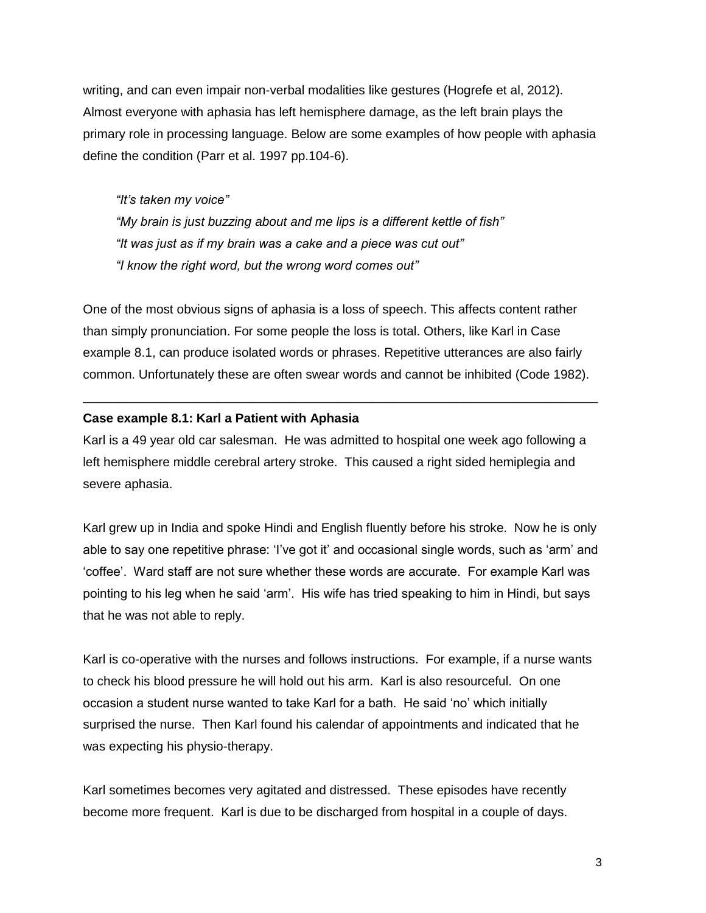writing, and can even impair non-verbal modalities like gestures (Hogrefe et al, 2012). Almost everyone with aphasia has left hemisphere damage, as the left brain plays the primary role in processing language. Below are some examples of how people with aphasia define the condition (Parr et al. 1997 pp.104-6).

> *"It's taken my voice"*
> *"My brain is just buzzing about and me lips is a different kettle of fish"*
> *"It was just as if my brain was a cake and a piece was cut out"*
> *"I know the right word, but the wrong word comes out"*

One of the most obvious signs of aphasia is a loss of speech. This affects content rather than simply pronunciation. For some people the loss is total. Others, like Karl in Case example 8.1, can produce isolated words or phrases. Repetitive utterances are also fairly common. Unfortunately these are often swear words and cannot be inhibited (Code 1982).

---

**Case example 8.1: Karl a Patient with Aphasia**

Karl is a 49 year old car salesman. He was admitted to hospital one week ago following a left hemisphere middle cerebral artery stroke. This caused a right sided hemiplegia and severe aphasia.

Karl grew up in India and spoke Hindi and English fluently before his stroke. Now he is only able to say one repetitive phrase: 'I've got it' and occasional single words, such as 'arm' and 'coffee'. Ward staff are not sure whether these words are accurate. For example Karl was pointing to his leg when he said 'arm'. His wife has tried speaking to him in Hindi, but says that he was not able to reply.

Karl is co-operative with the nurses and follows instructions. For example, if a nurse wants to check his blood pressure he will hold out his arm. Karl is also resourceful. On one occasion a student nurse wanted to take Karl for a bath. He said 'no' which initially surprised the nurse. Then Karl found his calendar of appointments and indicated that he was expecting his physio-therapy.

Karl sometimes becomes very agitated and distressed. These episodes have recently become more frequent. Karl is due to be discharged from hospital in a couple of days.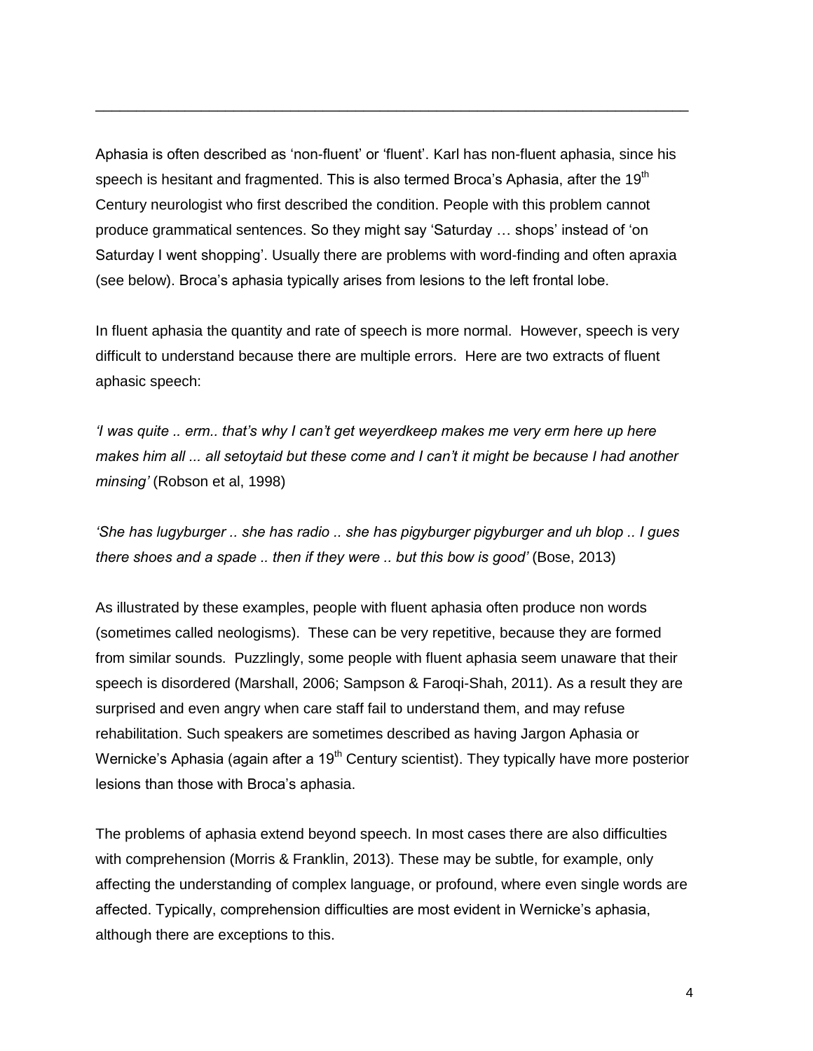Aphasia is often described as 'non-fluent' or 'fluent'. Karl has non-fluent aphasia, since his speech is hesitant and fragmented. This is also termed Broca's Aphasia, after the 19th Century neurologist who first described the condition. People with this problem cannot produce grammatical sentences. So they might say 'Saturday … shops' instead of 'on Saturday I went shopping'. Usually there are problems with word-finding and often apraxia (see below). Broca's aphasia typically arises from lesions to the left frontal lobe.

In fluent aphasia the quantity and rate of speech is more normal. However, speech is very difficult to understand because there are multiple errors. Here are two extracts of fluent aphasic speech:

*'I was quite .. erm.. that's why I can't get weyerdkeep makes me very erm here up here makes him all ... all setoytaid but these come and I can't it might be because I had another minsing'* (Robson et al, 1998)

*'She has lugyburger .. she has radio .. she has pigyburger pigyburger and uh blop .. I gues there shoes and a spade .. then if they were .. but this bow is good'* (Bose, 2013)

As illustrated by these examples, people with fluent aphasia often produce non words (sometimes called neologisms). These can be very repetitive, because they are formed from similar sounds. Puzzlingly, some people with fluent aphasia seem unaware that their speech is disordered (Marshall, 2006; Sampson & Faroqi-Shah, 2011). As a result they are surprised and even angry when care staff fail to understand them, and may refuse rehabilitation. Such speakers are sometimes described as having Jargon Aphasia or Wernicke's Aphasia (again after a 19th Century scientist). They typically have more posterior lesions than those with Broca's aphasia.

The problems of aphasia extend beyond speech. In most cases there are also difficulties with comprehension (Morris & Franklin, 2013). These may be subtle, for example, only affecting the understanding of complex language, or profound, where even single words are affected. Typically, comprehension difficulties are most evident in Wernicke's aphasia, although there are exceptions to this.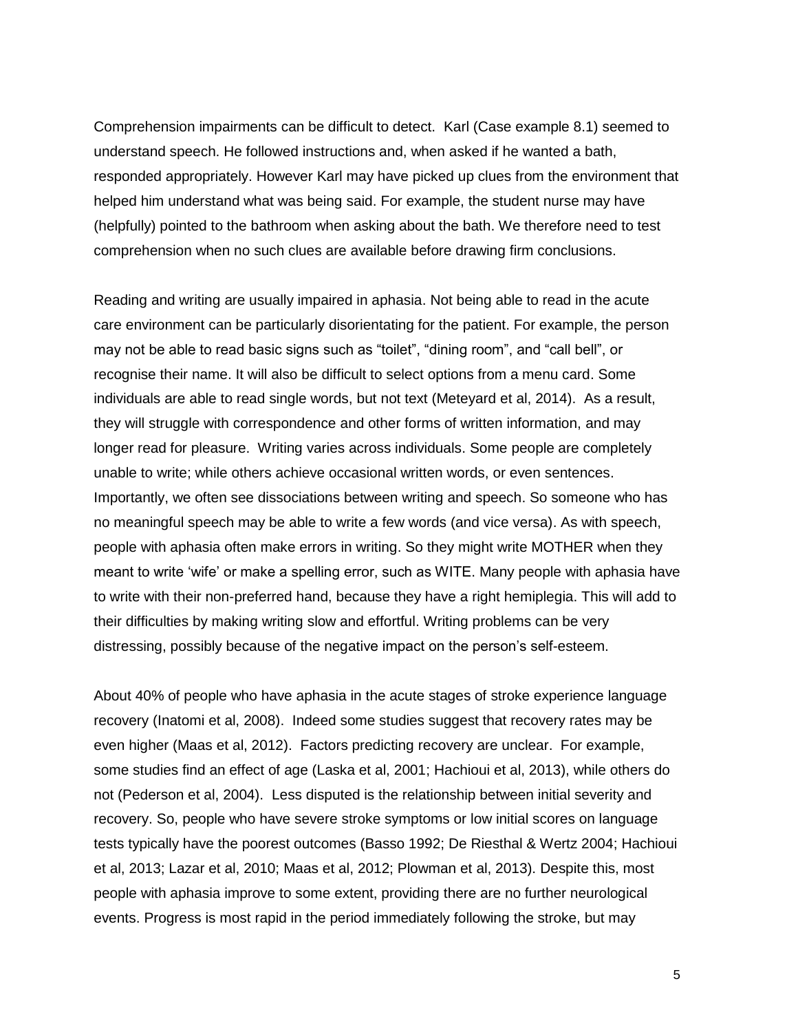Comprehension impairments can be difficult to detect. Karl (Case example 8.1) seemed to understand speech. He followed instructions and, when asked if he wanted a bath, responded appropriately. However Karl may have picked up clues from the environment that helped him understand what was being said. For example, the student nurse may have (helpfully) pointed to the bathroom when asking about the bath. We therefore need to test comprehension when no such clues are available before drawing firm conclusions.

Reading and writing are usually impaired in aphasia. Not being able to read in the acute care environment can be particularly disorientating for the patient. For example, the person may not be able to read basic signs such as "toilet", "dining room", and "call bell", or recognise their name. It will also be difficult to select options from a menu card. Some individuals are able to read single words, but not text (Meteyard et al, 2014). As a result, they will struggle with correspondence and other forms of written information, and may longer read for pleasure. Writing varies across individuals. Some people are completely unable to write; while others achieve occasional written words, or even sentences. Importantly, we often see dissociations between writing and speech. So someone who has no meaningful speech may be able to write a few words (and vice versa). As with speech, people with aphasia often make errors in writing. So they might write MOTHER when they meant to write 'wife' or make a spelling error, such as WITE. Many people with aphasia have to write with their non-preferred hand, because they have a right hemiplegia. This will add to their difficulties by making writing slow and effortful. Writing problems can be very distressing, possibly because of the negative impact on the person's self-esteem.

About 40% of people who have aphasia in the acute stages of stroke experience language recovery (Inatomi et al, 2008). Indeed some studies suggest that recovery rates may be even higher (Maas et al, 2012). Factors predicting recovery are unclear. For example, some studies find an effect of age (Laska et al, 2001; Hachioui et al, 2013), while others do not (Pederson et al, 2004). Less disputed is the relationship between initial severity and recovery. So, people who have severe stroke symptoms or low initial scores on language tests typically have the poorest outcomes (Basso 1992; De Riesthal & Wertz 2004; Hachioui et al, 2013; Lazar et al, 2010; Maas et al, 2012; Plowman et al, 2013). Despite this, most people with aphasia improve to some extent, providing there are no further neurological events. Progress is most rapid in the period immediately following the stroke, but may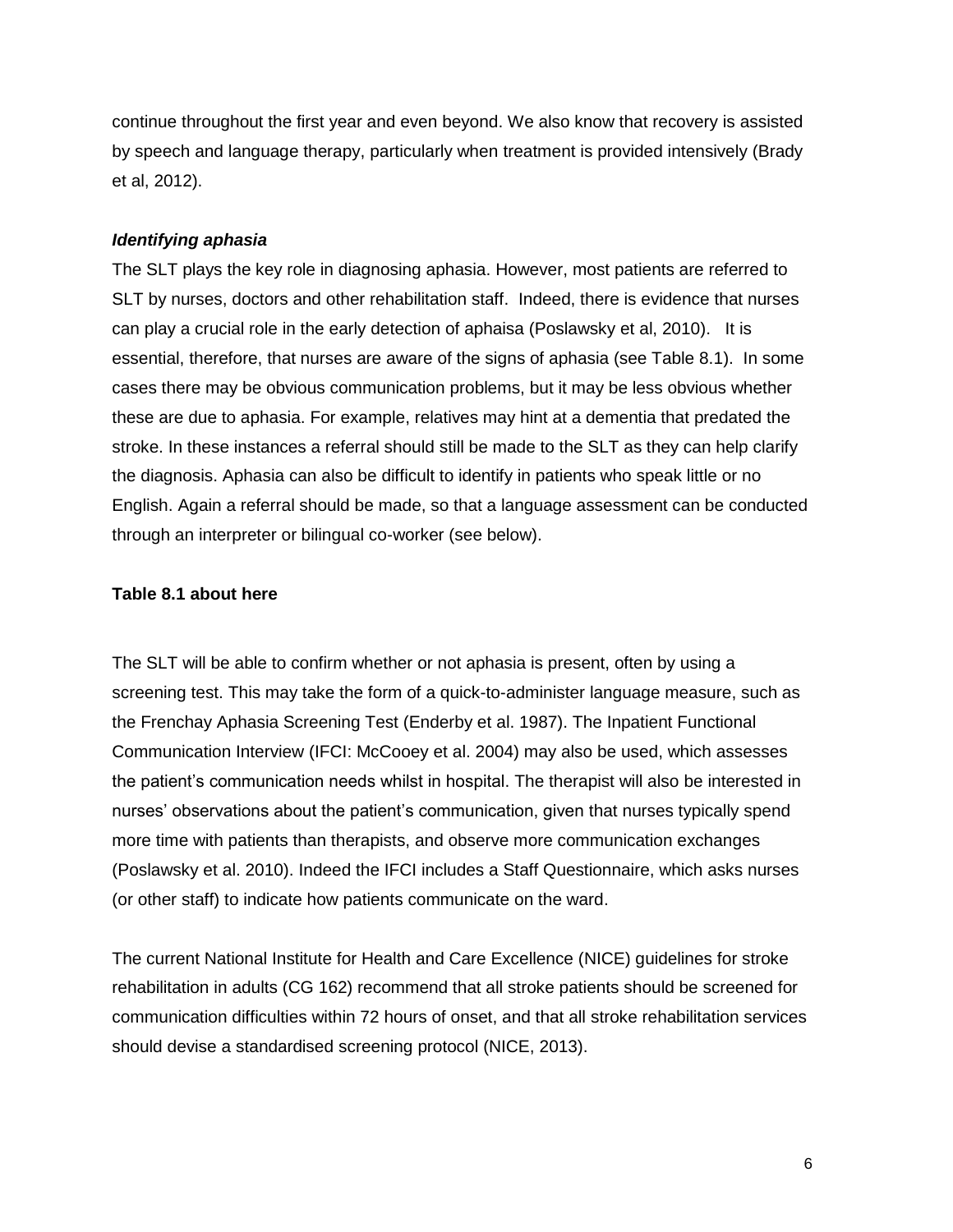continue throughout the first year and even beyond. We also know that recovery is assisted by speech and language therapy, particularly when treatment is provided intensively (Brady et al, 2012).

### ***Identifying aphasia***

The SLT plays the key role in diagnosing aphasia. However, most patients are referred to SLT by nurses, doctors and other rehabilitation staff. Indeed, there is evidence that nurses can play a crucial role in the early detection of aphaisa (Poslawsky et al, 2010). It is essential, therefore, that nurses are aware of the signs of aphasia (see Table 8.1). In some cases there may be obvious communication problems, but it may be less obvious whether these are due to aphasia. For example, relatives may hint at a dementia that predated the stroke. In these instances a referral should still be made to the SLT as they can help clarify the diagnosis. Aphasia can also be difficult to identify in patients who speak little or no English. Again a referral should be made, so that a language assessment can be conducted through an interpreter or bilingual co-worker (see below).

**Table 8.1 about here**

The SLT will be able to confirm whether or not aphasia is present, often by using a screening test. This may take the form of a quick-to-administer language measure, such as the Frenchay Aphasia Screening Test (Enderby et al. 1987). The Inpatient Functional Communication Interview (IFCI: McCooey et al. 2004) may also be used, which assesses the patient's communication needs whilst in hospital. The therapist will also be interested in nurses' observations about the patient's communication, given that nurses typically spend more time with patients than therapists, and observe more communication exchanges (Poslawsky et al. 2010). Indeed the IFCI includes a Staff Questionnaire, which asks nurses (or other staff) to indicate how patients communicate on the ward.

The current National Institute for Health and Care Excellence (NICE) guidelines for stroke rehabilitation in adults (CG 162) recommend that all stroke patients should be screened for communication difficulties within 72 hours of onset, and that all stroke rehabilitation services should devise a standardised screening protocol (NICE, 2013).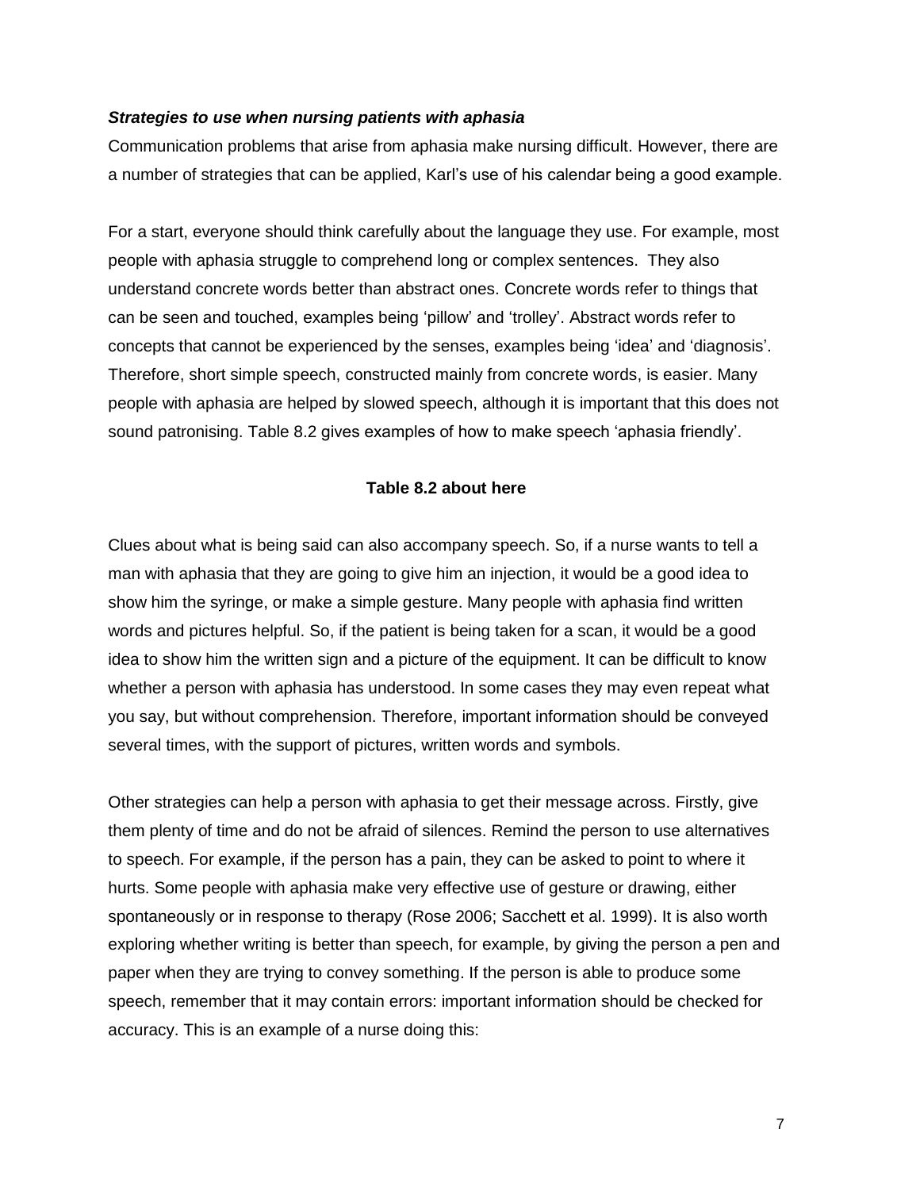***Strategies to use when nursing patients with aphasia***

Communication problems that arise from aphasia make nursing difficult. However, there are a number of strategies that can be applied, Karl's use of his calendar being a good example.

For a start, everyone should think carefully about the language they use. For example, most people with aphasia struggle to comprehend long or complex sentences. They also understand concrete words better than abstract ones. Concrete words refer to things that can be seen and touched, examples being 'pillow' and 'trolley'. Abstract words refer to concepts that cannot be experienced by the senses, examples being 'idea' and 'diagnosis'. Therefore, short simple speech, constructed mainly from concrete words, is easier. Many people with aphasia are helped by slowed speech, although it is important that this does not sound patronising. Table 8.2 gives examples of how to make speech 'aphasia friendly'.

**Table 8.2 about here**

Clues about what is being said can also accompany speech. So, if a nurse wants to tell a man with aphasia that they are going to give him an injection, it would be a good idea to show him the syringe, or make a simple gesture. Many people with aphasia find written words and pictures helpful. So, if the patient is being taken for a scan, it would be a good idea to show him the written sign and a picture of the equipment. It can be difficult to know whether a person with aphasia has understood. In some cases they may even repeat what you say, but without comprehension. Therefore, important information should be conveyed several times, with the support of pictures, written words and symbols.

Other strategies can help a person with aphasia to get their message across. Firstly, give them plenty of time and do not be afraid of silences. Remind the person to use alternatives to speech. For example, if the person has a pain, they can be asked to point to where it hurts. Some people with aphasia make very effective use of gesture or drawing, either spontaneously or in response to therapy (Rose 2006; Sacchett et al. 1999). It is also worth exploring whether writing is better than speech, for example, by giving the person a pen and paper when they are trying to convey something. If the person is able to produce some speech, remember that it may contain errors: important information should be checked for accuracy. This is an example of a nurse doing this: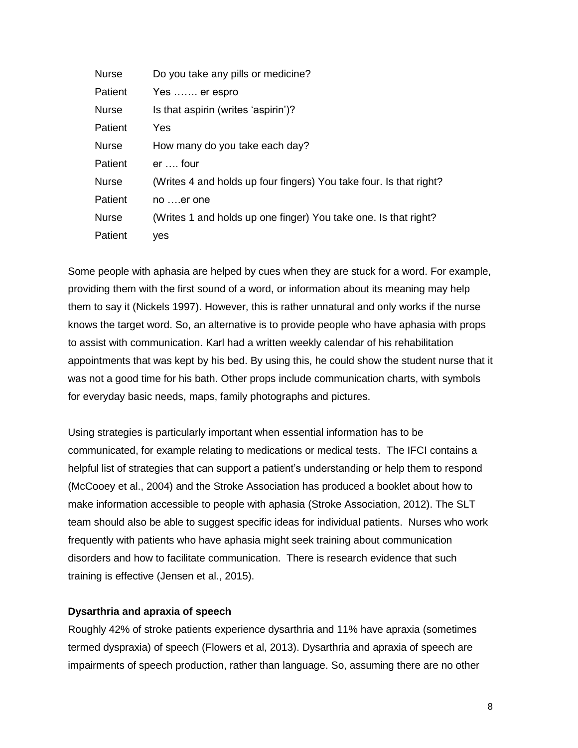| | |
|---|---|
| Nurse | Do you take any pills or medicine? |
| Patient | Yes ……. er espro |
| Nurse | Is that aspirin (writes 'aspirin')? |
| Patient | Yes |
| Nurse | How many do you take each day? |
| Patient | er …. four |
| Nurse | (Writes 4 and holds up four fingers) You take four. Is that right? |
| Patient | no ….er one |
| Nurse | (Writes 1 and holds up one finger) You take one. Is that right? |
| Patient | yes |

Some people with aphasia are helped by cues when they are stuck for a word. For example, providing them with the first sound of a word, or information about its meaning may help them to say it (Nickels 1997). However, this is rather unnatural and only works if the nurse knows the target word. So, an alternative is to provide people who have aphasia with props to assist with communication. Karl had a written weekly calendar of his rehabilitation appointments that was kept by his bed. By using this, he could show the student nurse that it was not a good time for his bath. Other props include communication charts, with symbols for everyday basic needs, maps, family photographs and pictures.

Using strategies is particularly important when essential information has to be communicated, for example relating to medications or medical tests. The IFCI contains a helpful list of strategies that can support a patient's understanding or help them to respond (McCooey et al., 2004) and the Stroke Association has produced a booklet about how to make information accessible to people with aphasia (Stroke Association, 2012). The SLT team should also be able to suggest specific ideas for individual patients. Nurses who work frequently with patients who have aphasia might seek training about communication disorders and how to facilitate communication. There is research evidence that such training is effective (Jensen et al., 2015).

**Dysarthria and apraxia of speech**

Roughly 42% of stroke patients experience dysarthria and 11% have apraxia (sometimes termed dyspraxia) of speech (Flowers et al, 2013). Dysarthria and apraxia of speech are impairments of speech production, rather than language. So, assuming there are no other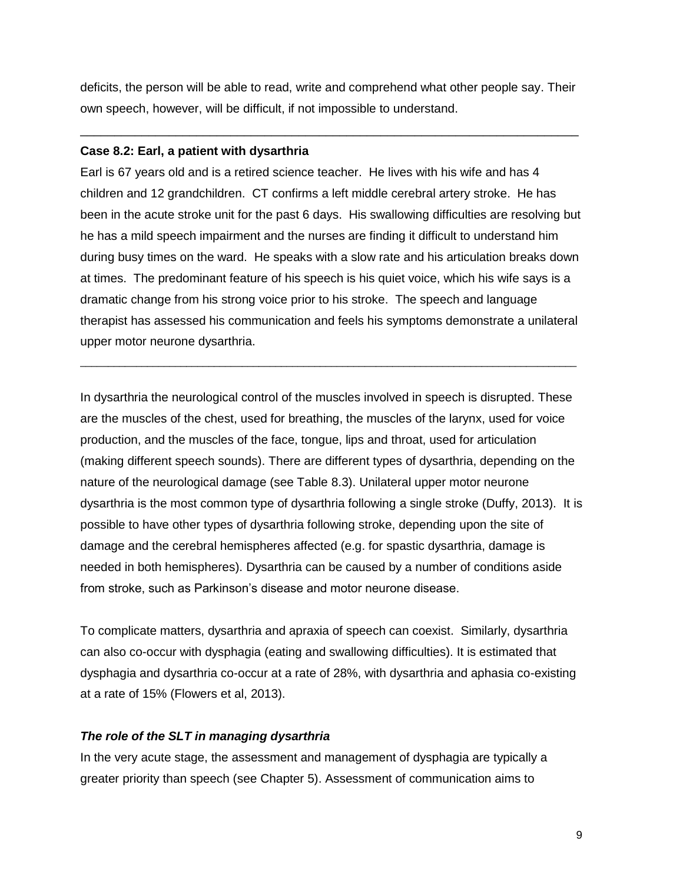deficits, the person will be able to read, write and comprehend what other people say. Their own speech, however, will be difficult, if not impossible to understand.

---

**Case 8.2: Earl, a patient with dysarthria**

Earl is 67 years old and is a retired science teacher. He lives with his wife and has 4 children and 12 grandchildren. CT confirms a left middle cerebral artery stroke. He has been in the acute stroke unit for the past 6 days. His swallowing difficulties are resolving but he has a mild speech impairment and the nurses are finding it difficult to understand him during busy times on the ward. He speaks with a slow rate and his articulation breaks down at times. The predominant feature of his speech is his quiet voice, which his wife says is a dramatic change from his strong voice prior to his stroke. The speech and language therapist has assessed his communication and feels his symptoms demonstrate a unilateral upper motor neurone dysarthria.

---

In dysarthria the neurological control of the muscles involved in speech is disrupted. These are the muscles of the chest, used for breathing, the muscles of the larynx, used for voice production, and the muscles of the face, tongue, lips and throat, used for articulation (making different speech sounds). There are different types of dysarthria, depending on the nature of the neurological damage (see Table 8.3). Unilateral upper motor neurone dysarthria is the most common type of dysarthria following a single stroke (Duffy, 2013). It is possible to have other types of dysarthria following stroke, depending upon the site of damage and the cerebral hemispheres affected (e.g. for spastic dysarthria, damage is needed in both hemispheres). Dysarthria can be caused by a number of conditions aside from stroke, such as Parkinson's disease and motor neurone disease.

To complicate matters, dysarthria and apraxia of speech can coexist. Similarly, dysarthria can also co-occur with dysphagia (eating and swallowing difficulties). It is estimated that dysphagia and dysarthria co-occur at a rate of 28%, with dysarthria and aphasia co-existing at a rate of 15% (Flowers et al, 2013).

### *The role of the SLT in managing dysarthria*

In the very acute stage, the assessment and management of dysphagia are typically a greater priority than speech (see Chapter 5). Assessment of communication aims to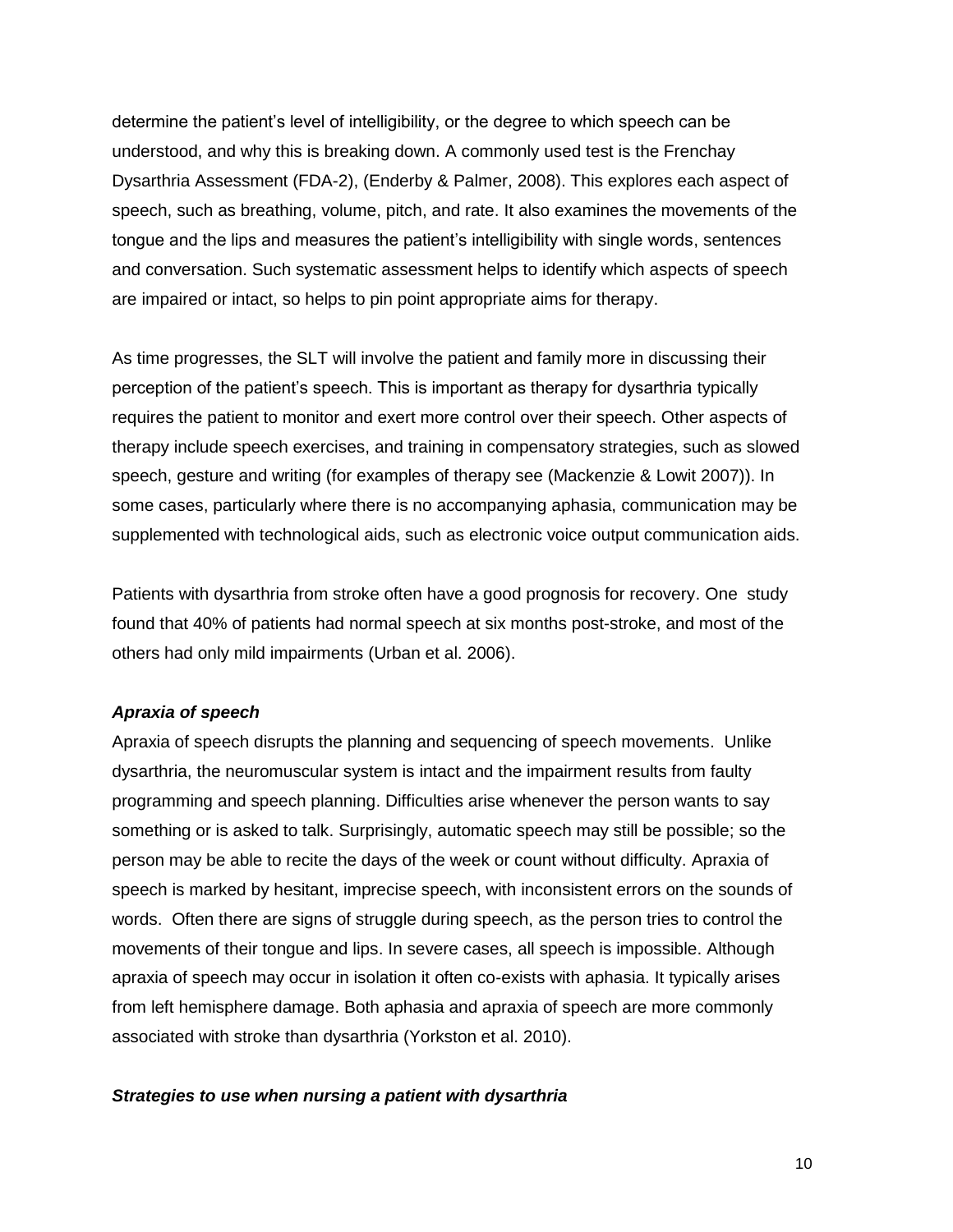determine the patient's level of intelligibility, or the degree to which speech can be understood, and why this is breaking down. A commonly used test is the Frenchay Dysarthria Assessment (FDA-2), (Enderby & Palmer, 2008). This explores each aspect of speech, such as breathing, volume, pitch, and rate. It also examines the movements of the tongue and the lips and measures the patient's intelligibility with single words, sentences and conversation. Such systematic assessment helps to identify which aspects of speech are impaired or intact, so helps to pin point appropriate aims for therapy.

As time progresses, the SLT will involve the patient and family more in discussing their perception of the patient's speech. This is important as therapy for dysarthria typically requires the patient to monitor and exert more control over their speech. Other aspects of therapy include speech exercises, and training in compensatory strategies, such as slowed speech, gesture and writing (for examples of therapy see (Mackenzie & Lowit 2007)). In some cases, particularly where there is no accompanying aphasia, communication may be supplemented with technological aids, such as electronic voice output communication aids.

Patients with dysarthria from stroke often have a good prognosis for recovery. One study found that 40% of patients had normal speech at six months post-stroke, and most of the others had only mild impairments (Urban et al. 2006).

### *Apraxia of speech*

Apraxia of speech disrupts the planning and sequencing of speech movements. Unlike dysarthria, the neuromuscular system is intact and the impairment results from faulty programming and speech planning. Difficulties arise whenever the person wants to say something or is asked to talk. Surprisingly, automatic speech may still be possible; so the person may be able to recite the days of the week or count without difficulty. Apraxia of speech is marked by hesitant, imprecise speech, with inconsistent errors on the sounds of words. Often there are signs of struggle during speech, as the person tries to control the movements of their tongue and lips. In severe cases, all speech is impossible. Although apraxia of speech may occur in isolation it often co-exists with aphasia. It typically arises from left hemisphere damage. Both aphasia and apraxia of speech are more commonly associated with stroke than dysarthria (Yorkston et al. 2010).

### *Strategies to use when nursing a patient with dysarthria*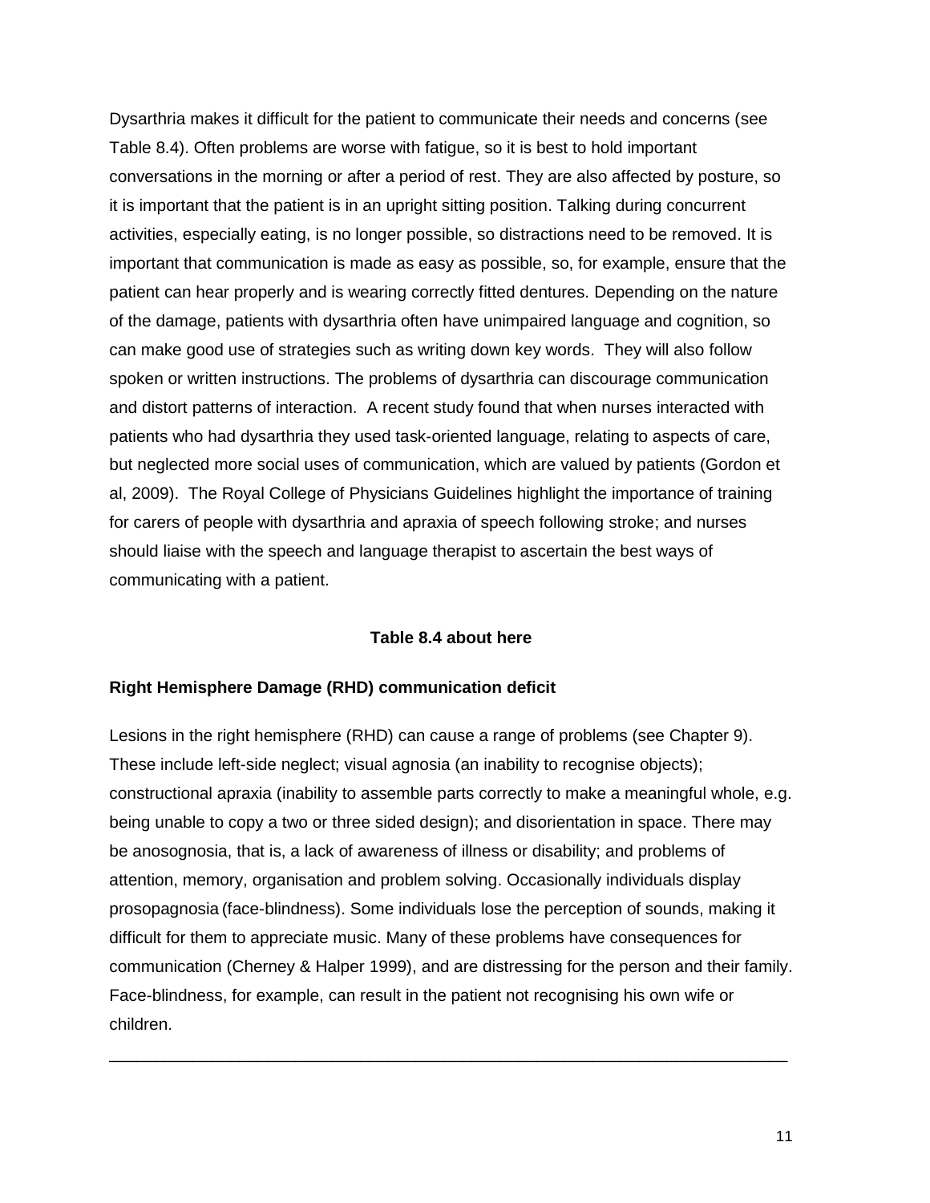Dysarthria makes it difficult for the patient to communicate their needs and concerns (see Table 8.4). Often problems are worse with fatigue, so it is best to hold important conversations in the morning or after a period of rest. They are also affected by posture, so it is important that the patient is in an upright sitting position. Talking during concurrent activities, especially eating, is no longer possible, so distractions need to be removed. It is important that communication is made as easy as possible, so, for example, ensure that the patient can hear properly and is wearing correctly fitted dentures. Depending on the nature of the damage, patients with dysarthria often have unimpaired language and cognition, so can make good use of strategies such as writing down key words. They will also follow spoken or written instructions. The problems of dysarthria can discourage communication and distort patterns of interaction. A recent study found that when nurses interacted with patients who had dysarthria they used task-oriented language, relating to aspects of care, but neglected more social uses of communication, which are valued by patients (Gordon et al, 2009). The Royal College of Physicians Guidelines highlight the importance of training for carers of people with dysarthria and apraxia of speech following stroke; and nurses should liaise with the speech and language therapist to ascertain the best ways of communicating with a patient.

**Table 8.4 about here**

**Right Hemisphere Damage (RHD) communication deficit**

Lesions in the right hemisphere (RHD) can cause a range of problems (see Chapter 9). These include left-side neglect; visual agnosia (an inability to recognise objects); constructional apraxia (inability to assemble parts correctly to make a meaningful whole, e.g. being unable to copy a two or three sided design); and disorientation in space. There may be anosognosia, that is, a lack of awareness of illness or disability; and problems of attention, memory, organisation and problem solving. Occasionally individuals display prosopagnosia (face-blindness). Some individuals lose the perception of sounds, making it difficult for them to appreciate music. Many of these problems have consequences for communication (Cherney & Halper 1999), and are distressing for the person and their family. Face-blindness, for example, can result in the patient not recognising his own wife or children.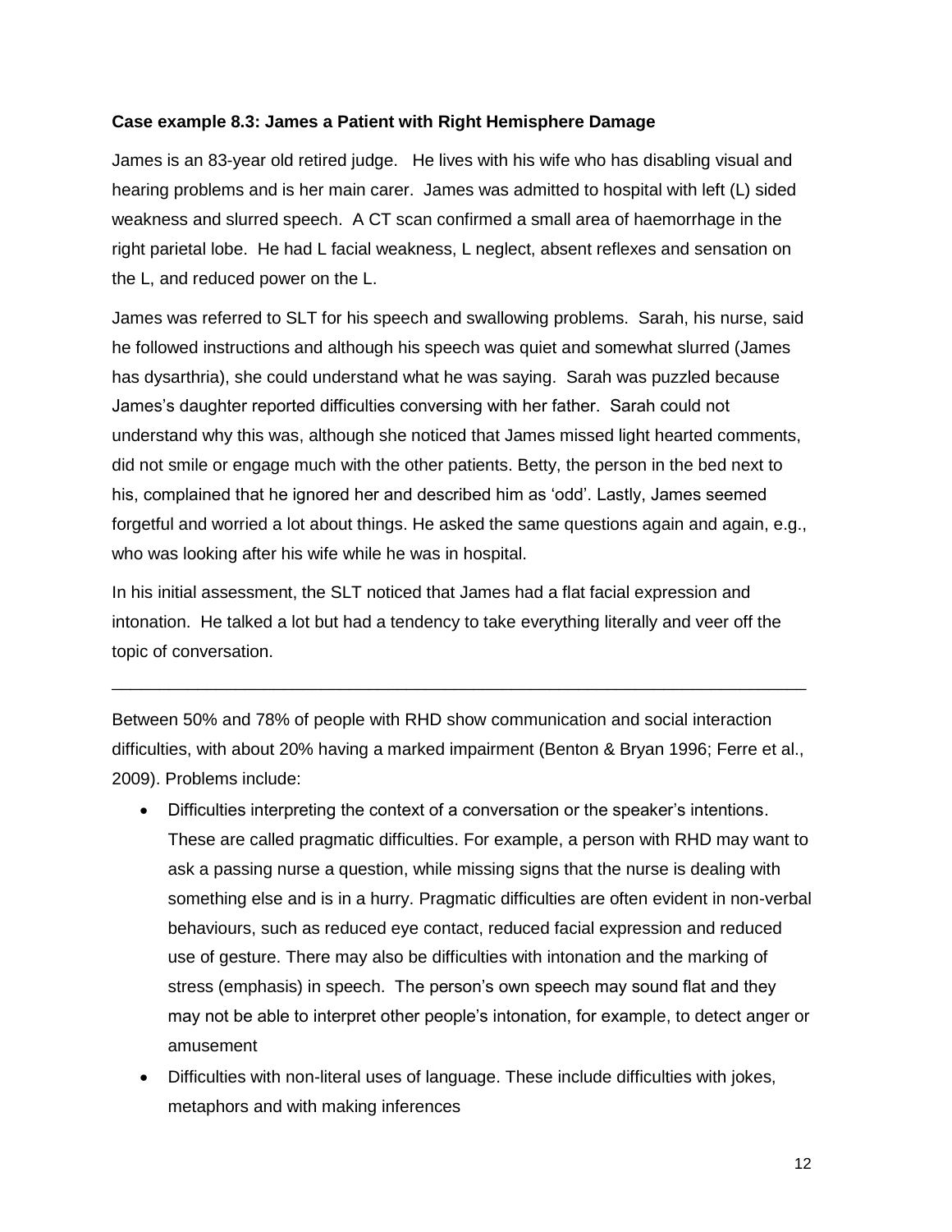**Case example 8.3: James a Patient with Right Hemisphere Damage**

James is an 83-year old retired judge. He lives with his wife who has disabling visual and hearing problems and is her main carer. James was admitted to hospital with left (L) sided weakness and slurred speech. A CT scan confirmed a small area of haemorrhage in the right parietal lobe. He had L facial weakness, L neglect, absent reflexes and sensation on the L, and reduced power on the L.

James was referred to SLT for his speech and swallowing problems. Sarah, his nurse, said he followed instructions and although his speech was quiet and somewhat slurred (James has dysarthria), she could understand what he was saying. Sarah was puzzled because James's daughter reported difficulties conversing with her father. Sarah could not understand why this was, although she noticed that James missed light hearted comments, did not smile or engage much with the other patients. Betty, the person in the bed next to his, complained that he ignored her and described him as 'odd'. Lastly, James seemed forgetful and worried a lot about things. He asked the same questions again and again, e.g., who was looking after his wife while he was in hospital.

In his initial assessment, the SLT noticed that James had a flat facial expression and intonation. He talked a lot but had a tendency to take everything literally and veer off the topic of conversation.

---

Between 50% and 78% of people with RHD show communication and social interaction difficulties, with about 20% having a marked impairment (Benton & Bryan 1996; Ferre et al., 2009). Problems include:

- Difficulties interpreting the context of a conversation or the speaker's intentions. These are called pragmatic difficulties. For example, a person with RHD may want to ask a passing nurse a question, while missing signs that the nurse is dealing with something else and is in a hurry. Pragmatic difficulties are often evident in non-verbal behaviours, such as reduced eye contact, reduced facial expression and reduced use of gesture. There may also be difficulties with intonation and the marking of stress (emphasis) in speech. The person's own speech may sound flat and they may not be able to interpret other people's intonation, for example, to detect anger or amusement
- Difficulties with non-literal uses of language. These include difficulties with jokes, metaphors and with making inferences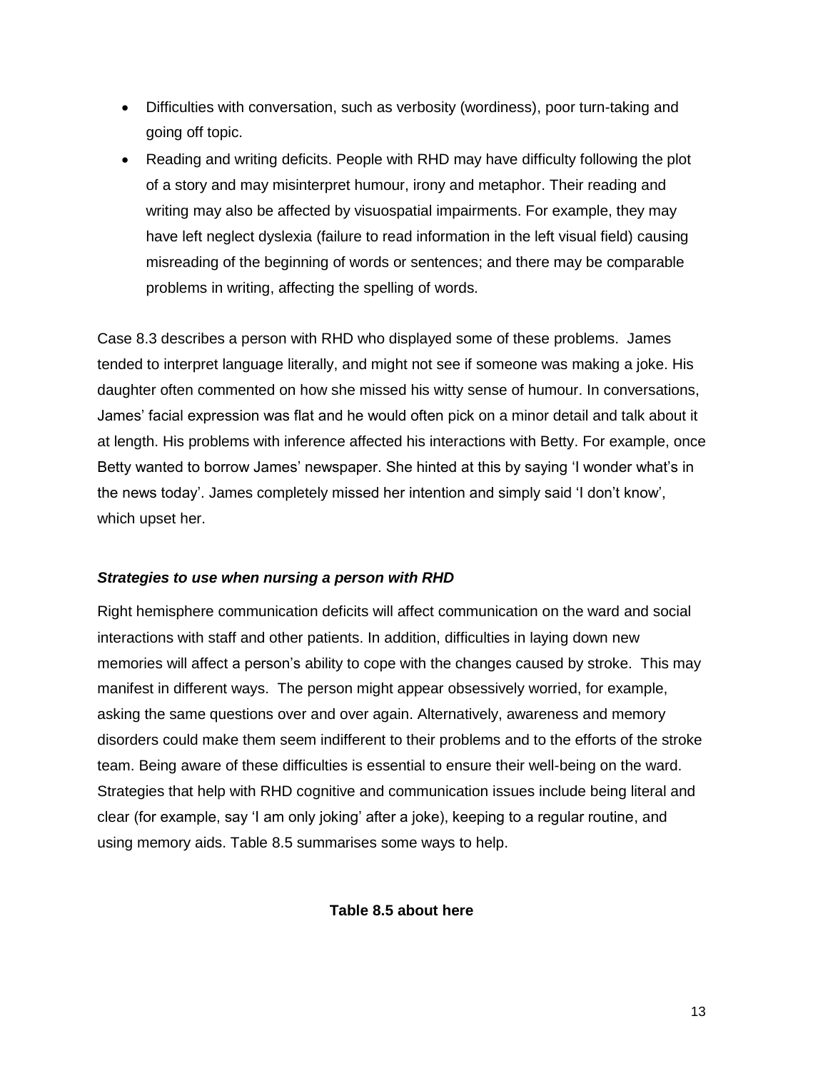- Difficulties with conversation, such as verbosity (wordiness), poor turn-taking and going off topic.
- Reading and writing deficits. People with RHD may have difficulty following the plot of a story and may misinterpret humour, irony and metaphor. Their reading and writing may also be affected by visuospatial impairments. For example, they may have left neglect dyslexia (failure to read information in the left visual field) causing misreading of the beginning of words or sentences; and there may be comparable problems in writing, affecting the spelling of words.

Case 8.3 describes a person with RHD who displayed some of these problems. James tended to interpret language literally, and might not see if someone was making a joke. His daughter often commented on how she missed his witty sense of humour. In conversations, James' facial expression was flat and he would often pick on a minor detail and talk about it at length. His problems with inference affected his interactions with Betty. For example, once Betty wanted to borrow James' newspaper. She hinted at this by saying 'I wonder what's in the news today'. James completely missed her intention and simply said 'I don't know', which upset her.

***Strategies to use when nursing a person with RHD***

Right hemisphere communication deficits will affect communication on the ward and social interactions with staff and other patients. In addition, difficulties in laying down new memories will affect a person's ability to cope with the changes caused by stroke. This may manifest in different ways. The person might appear obsessively worried, for example, asking the same questions over and over again. Alternatively, awareness and memory disorders could make them seem indifferent to their problems and to the efforts of the stroke team. Being aware of these difficulties is essential to ensure their well-being on the ward. Strategies that help with RHD cognitive and communication issues include being literal and clear (for example, say 'I am only joking' after a joke), keeping to a regular routine, and using memory aids. Table 8.5 summarises some ways to help.

**Table 8.5 about here**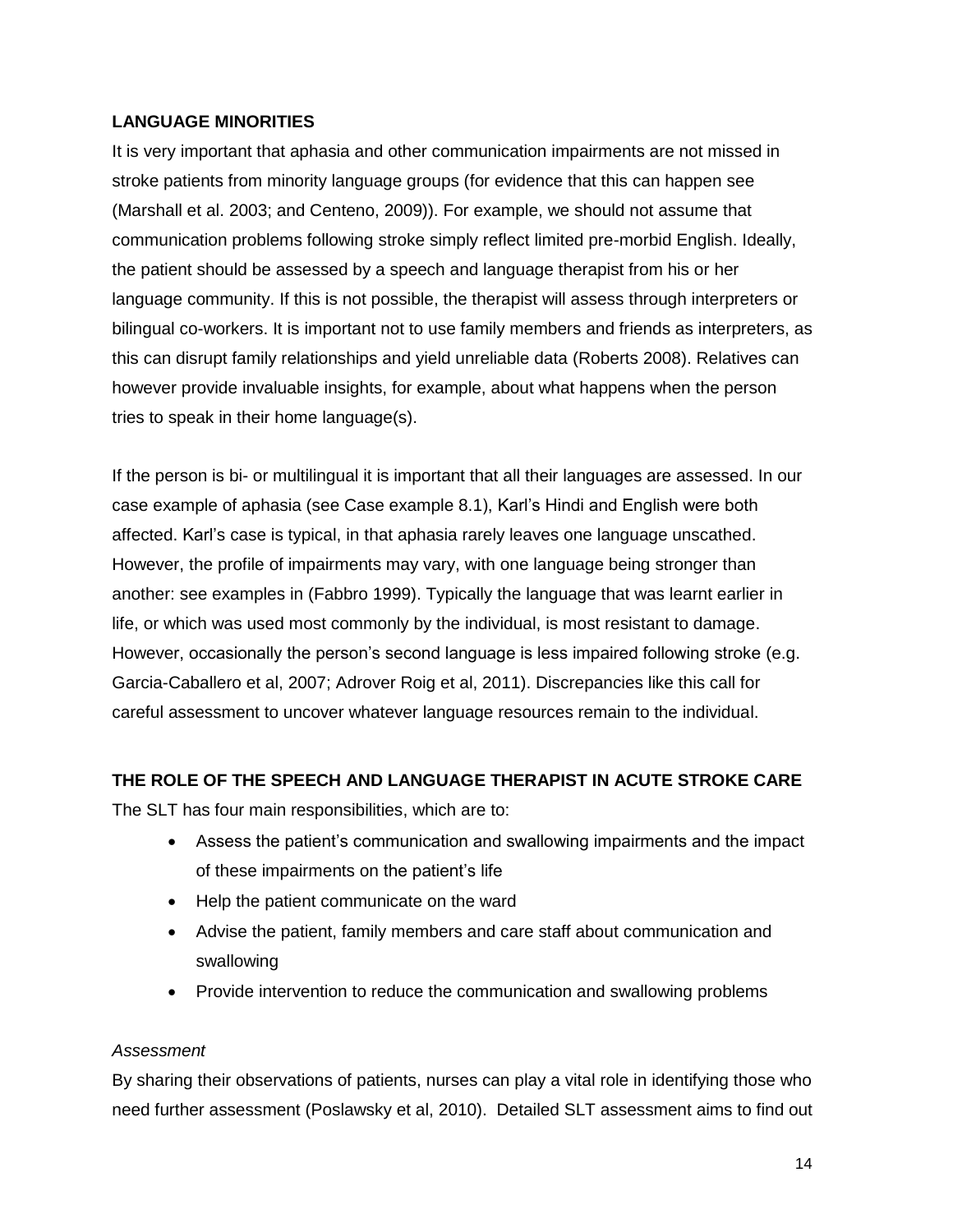## LANGUAGE MINORITIES

It is very important that aphasia and other communication impairments are not missed in stroke patients from minority language groups (for evidence that this can happen see (Marshall et al. 2003; and Centeno, 2009)). For example, we should not assume that communication problems following stroke simply reflect limited pre-morbid English. Ideally, the patient should be assessed by a speech and language therapist from his or her language community. If this is not possible, the therapist will assess through interpreters or bilingual co-workers. It is important not to use family members and friends as interpreters, as this can disrupt family relationships and yield unreliable data (Roberts 2008). Relatives can however provide invaluable insights, for example, about what happens when the person tries to speak in their home language(s).

If the person is bi- or multilingual it is important that all their languages are assessed. In our case example of aphasia (see Case example 8.1), Karl's Hindi and English were both affected. Karl's case is typical, in that aphasia rarely leaves one language unscathed. However, the profile of impairments may vary, with one language being stronger than another: see examples in (Fabbro 1999). Typically the language that was learnt earlier in life, or which was used most commonly by the individual, is most resistant to damage. However, occasionally the person's second language is less impaired following stroke (e.g. Garcia-Caballero et al, 2007; Adrover Roig et al, 2011). Discrepancies like this call for careful assessment to uncover whatever language resources remain to the individual.

## THE ROLE OF THE SPEECH AND LANGUAGE THERAPIST IN ACUTE STROKE CARE

The SLT has four main responsibilities, which are to:

- Assess the patient's communication and swallowing impairments and the impact of these impairments on the patient's life
- Help the patient communicate on the ward
- Advise the patient, family members and care staff about communication and swallowing
- Provide intervention to reduce the communication and swallowing problems

### *Assessment*

By sharing their observations of patients, nurses can play a vital role in identifying those who need further assessment (Poslawsky et al, 2010). Detailed SLT assessment aims to find out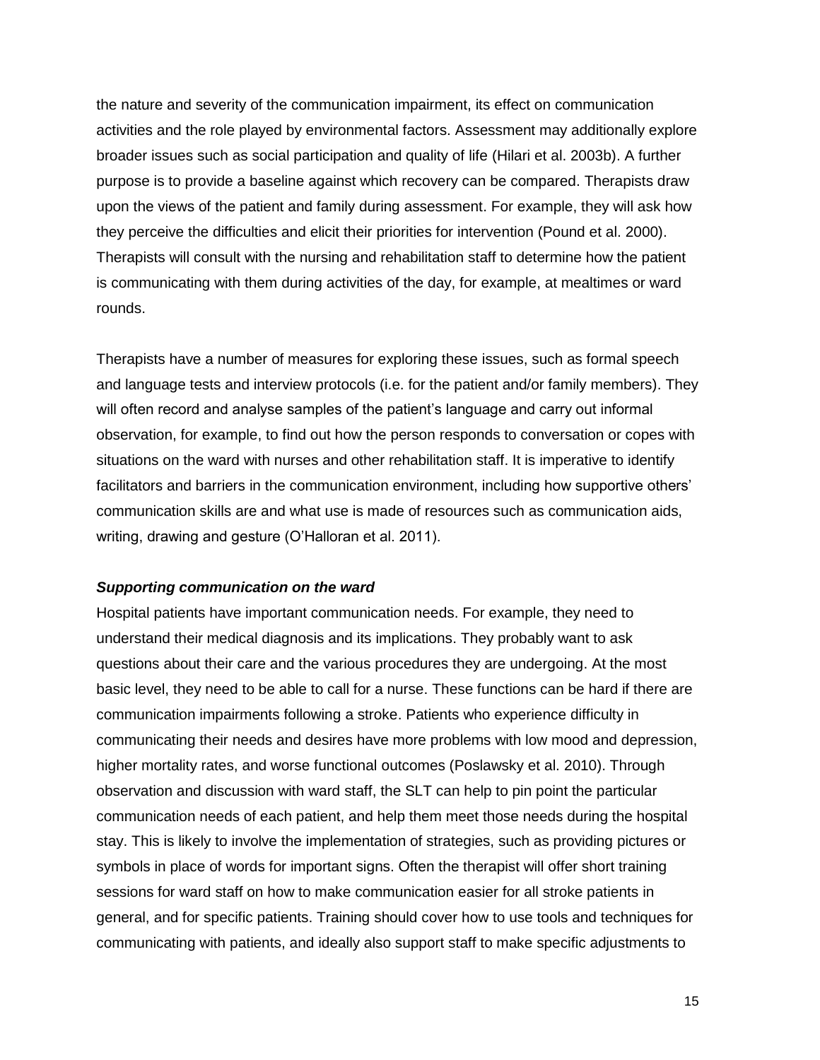the nature and severity of the communication impairment, its effect on communication activities and the role played by environmental factors. Assessment may additionally explore broader issues such as social participation and quality of life (Hilari et al. 2003b). A further purpose is to provide a baseline against which recovery can be compared. Therapists draw upon the views of the patient and family during assessment. For example, they will ask how they perceive the difficulties and elicit their priorities for intervention (Pound et al. 2000). Therapists will consult with the nursing and rehabilitation staff to determine how the patient is communicating with them during activities of the day, for example, at mealtimes or ward rounds.

Therapists have a number of measures for exploring these issues, such as formal speech and language tests and interview protocols (i.e. for the patient and/or family members). They will often record and analyse samples of the patient's language and carry out informal observation, for example, to find out how the person responds to conversation or copes with situations on the ward with nurses and other rehabilitation staff. It is imperative to identify facilitators and barriers in the communication environment, including how supportive others' communication skills are and what use is made of resources such as communication aids, writing, drawing and gesture (O'Halloran et al. 2011).

***Supporting communication on the ward***

Hospital patients have important communication needs. For example, they need to understand their medical diagnosis and its implications. They probably want to ask questions about their care and the various procedures they are undergoing. At the most basic level, they need to be able to call for a nurse. These functions can be hard if there are communication impairments following a stroke. Patients who experience difficulty in communicating their needs and desires have more problems with low mood and depression, higher mortality rates, and worse functional outcomes (Poslawsky et al. 2010). Through observation and discussion with ward staff, the SLT can help to pin point the particular communication needs of each patient, and help them meet those needs during the hospital stay. This is likely to involve the implementation of strategies, such as providing pictures or symbols in place of words for important signs. Often the therapist will offer short training sessions for ward staff on how to make communication easier for all stroke patients in general, and for specific patients. Training should cover how to use tools and techniques for communicating with patients, and ideally also support staff to make specific adjustments to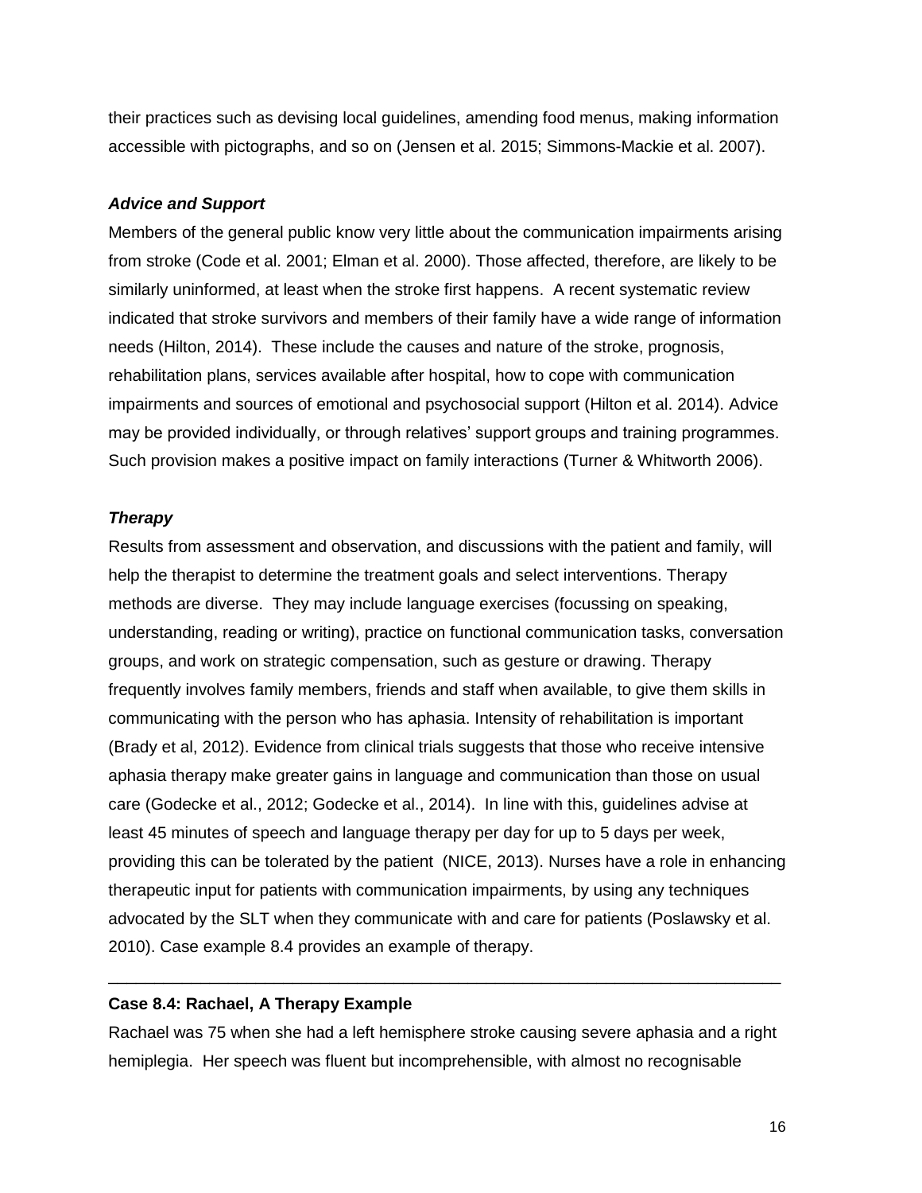their practices such as devising local guidelines, amending food menus, making information accessible with pictographs, and so on (Jensen et al. 2015; Simmons-Mackie et al. 2007).

***Advice and Support***

Members of the general public know very little about the communication impairments arising from stroke (Code et al. 2001; Elman et al. 2000). Those affected, therefore, are likely to be similarly uninformed, at least when the stroke first happens. A recent systematic review indicated that stroke survivors and members of their family have a wide range of information needs (Hilton, 2014). These include the causes and nature of the stroke, prognosis, rehabilitation plans, services available after hospital, how to cope with communication impairments and sources of emotional and psychosocial support (Hilton et al. 2014). Advice may be provided individually, or through relatives' support groups and training programmes. Such provision makes a positive impact on family interactions (Turner & Whitworth 2006).

***Therapy***

Results from assessment and observation, and discussions with the patient and family, will help the therapist to determine the treatment goals and select interventions. Therapy methods are diverse. They may include language exercises (focussing on speaking, understanding, reading or writing), practice on functional communication tasks, conversation groups, and work on strategic compensation, such as gesture or drawing. Therapy frequently involves family members, friends and staff when available, to give them skills in communicating with the person who has aphasia. Intensity of rehabilitation is important (Brady et al, 2012). Evidence from clinical trials suggests that those who receive intensive aphasia therapy make greater gains in language and communication than those on usual care (Godecke et al., 2012; Godecke et al., 2014). In line with this, guidelines advise at least 45 minutes of speech and language therapy per day for up to 5 days per week, providing this can be tolerated by the patient (NICE, 2013). Nurses have a role in enhancing therapeutic input for patients with communication impairments, by using any techniques advocated by the SLT when they communicate with and care for patients (Poslawsky et al. 2010). Case example 8.4 provides an example of therapy.

---

**Case 8.4: Rachael, A Therapy Example**

Rachael was 75 when she had a left hemisphere stroke causing severe aphasia and a right hemiplegia. Her speech was fluent but incomprehensible, with almost no recognisable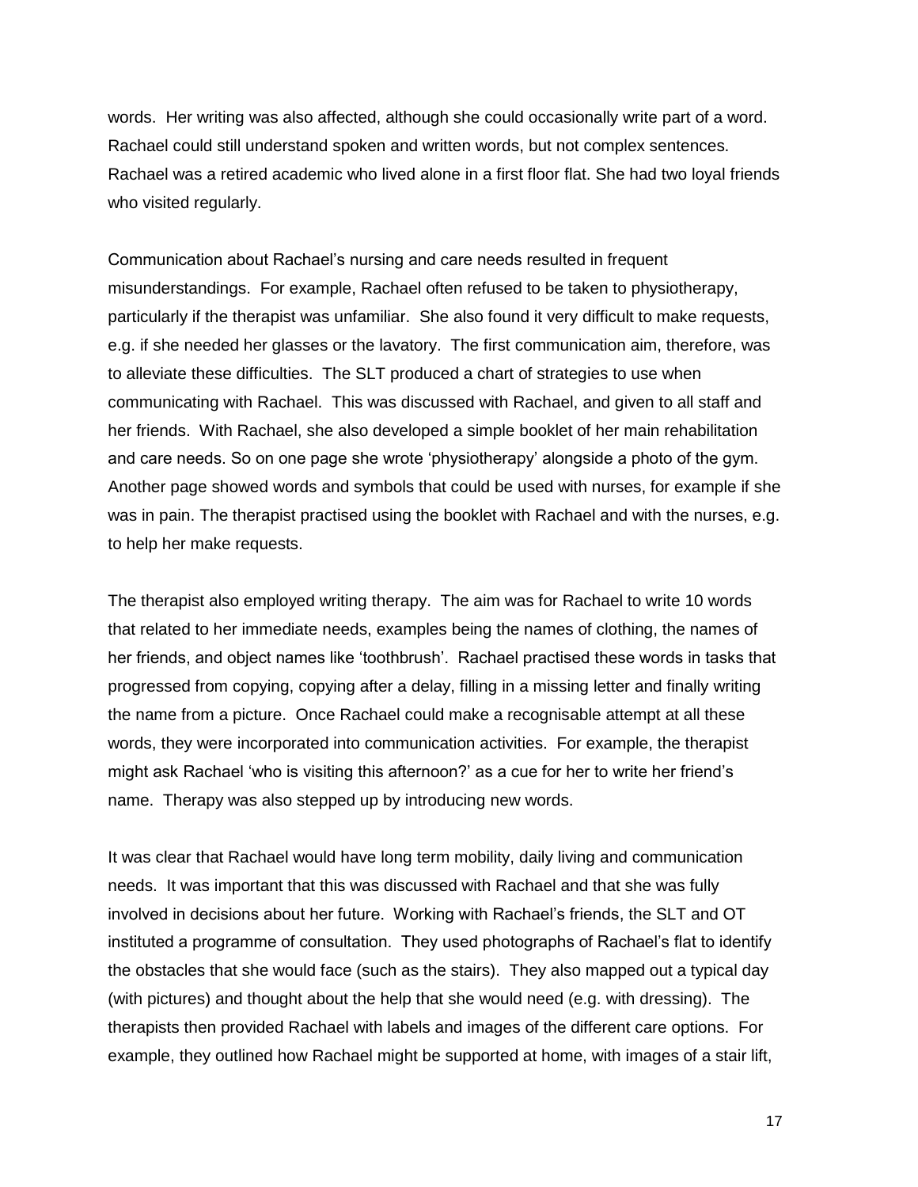words. Her writing was also affected, although she could occasionally write part of a word. Rachael could still understand spoken and written words, but not complex sentences. Rachael was a retired academic who lived alone in a first floor flat. She had two loyal friends who visited regularly.

Communication about Rachael's nursing and care needs resulted in frequent misunderstandings. For example, Rachael often refused to be taken to physiotherapy, particularly if the therapist was unfamiliar. She also found it very difficult to make requests, e.g. if she needed her glasses or the lavatory. The first communication aim, therefore, was to alleviate these difficulties. The SLT produced a chart of strategies to use when communicating with Rachael. This was discussed with Rachael, and given to all staff and her friends. With Rachael, she also developed a simple booklet of her main rehabilitation and care needs. So on one page she wrote 'physiotherapy' alongside a photo of the gym. Another page showed words and symbols that could be used with nurses, for example if she was in pain. The therapist practised using the booklet with Rachael and with the nurses, e.g. to help her make requests.

The therapist also employed writing therapy. The aim was for Rachael to write 10 words that related to her immediate needs, examples being the names of clothing, the names of her friends, and object names like 'toothbrush'. Rachael practised these words in tasks that progressed from copying, copying after a delay, filling in a missing letter and finally writing the name from a picture. Once Rachael could make a recognisable attempt at all these words, they were incorporated into communication activities. For example, the therapist might ask Rachael 'who is visiting this afternoon?' as a cue for her to write her friend's name. Therapy was also stepped up by introducing new words.

It was clear that Rachael would have long term mobility, daily living and communication needs. It was important that this was discussed with Rachael and that she was fully involved in decisions about her future. Working with Rachael's friends, the SLT and OT instituted a programme of consultation. They used photographs of Rachael's flat to identify the obstacles that she would face (such as the stairs). They also mapped out a typical day (with pictures) and thought about the help that she would need (e.g. with dressing). The therapists then provided Rachael with labels and images of the different care options. For example, they outlined how Rachael might be supported at home, with images of a stair lift,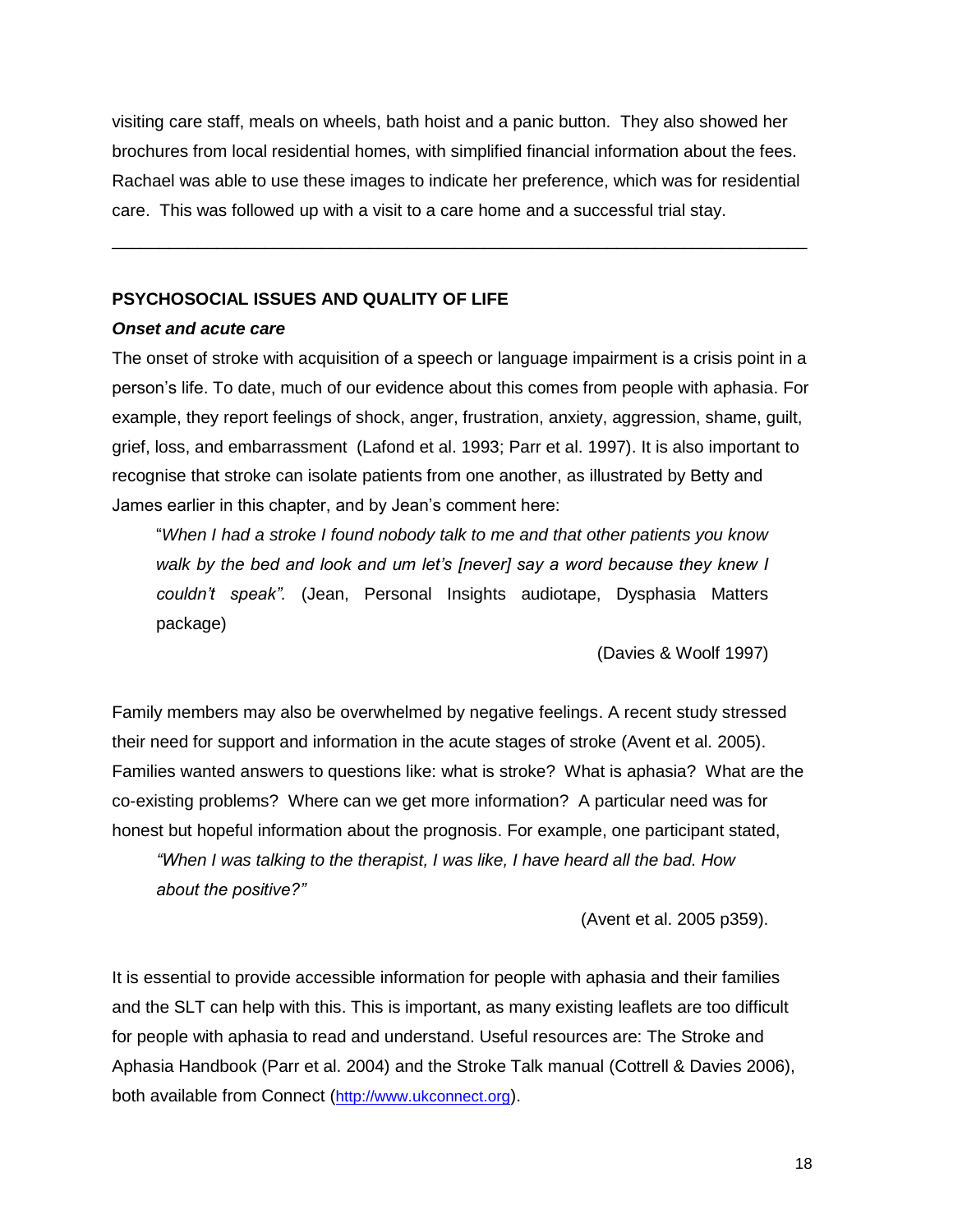visiting care staff, meals on wheels, bath hoist and a panic button. They also showed her brochures from local residential homes, with simplified financial information about the fees. Rachael was able to use these images to indicate her preference, which was for residential care. This was followed up with a visit to a care home and a successful trial stay.

---

**PSYCHOSOCIAL ISSUES AND QUALITY OF LIFE**

***Onset and acute care***

The onset of stroke with acquisition of a speech or language impairment is a crisis point in a person's life. To date, much of our evidence about this comes from people with aphasia. For example, they report feelings of shock, anger, frustration, anxiety, aggression, shame, guilt, grief, loss, and embarrassment (Lafond et al. 1993; Parr et al. 1997). It is also important to recognise that stroke can isolate patients from one another, as illustrated by Betty and James earlier in this chapter, and by Jean's comment here:

> "*When I had a stroke I found nobody talk to me and that other patients you know walk by the bed and look and um let's [never] say a word because they knew I couldn't speak".* (Jean, Personal Insights audiotape, Dysphasia Matters package)
>
> (Davies & Woolf 1997)

Family members may also be overwhelmed by negative feelings. A recent study stressed their need for support and information in the acute stages of stroke (Avent et al. 2005). Families wanted answers to questions like: what is stroke? What is aphasia? What are the co-existing problems? Where can we get more information? A particular need was for honest but hopeful information about the prognosis. For example, one participant stated,

> *"When I was talking to the therapist, I was like, I have heard all the bad. How about the positive?"*
>
> (Avent et al. 2005 p359).

It is essential to provide accessible information for people with aphasia and their families and the SLT can help with this. This is important, as many existing leaflets are too difficult for people with aphasia to read and understand. Useful resources are: The Stroke and Aphasia Handbook (Parr et al. 2004) and the Stroke Talk manual (Cottrell & Davies 2006), both available from Connect (http://www.ukconnect.org).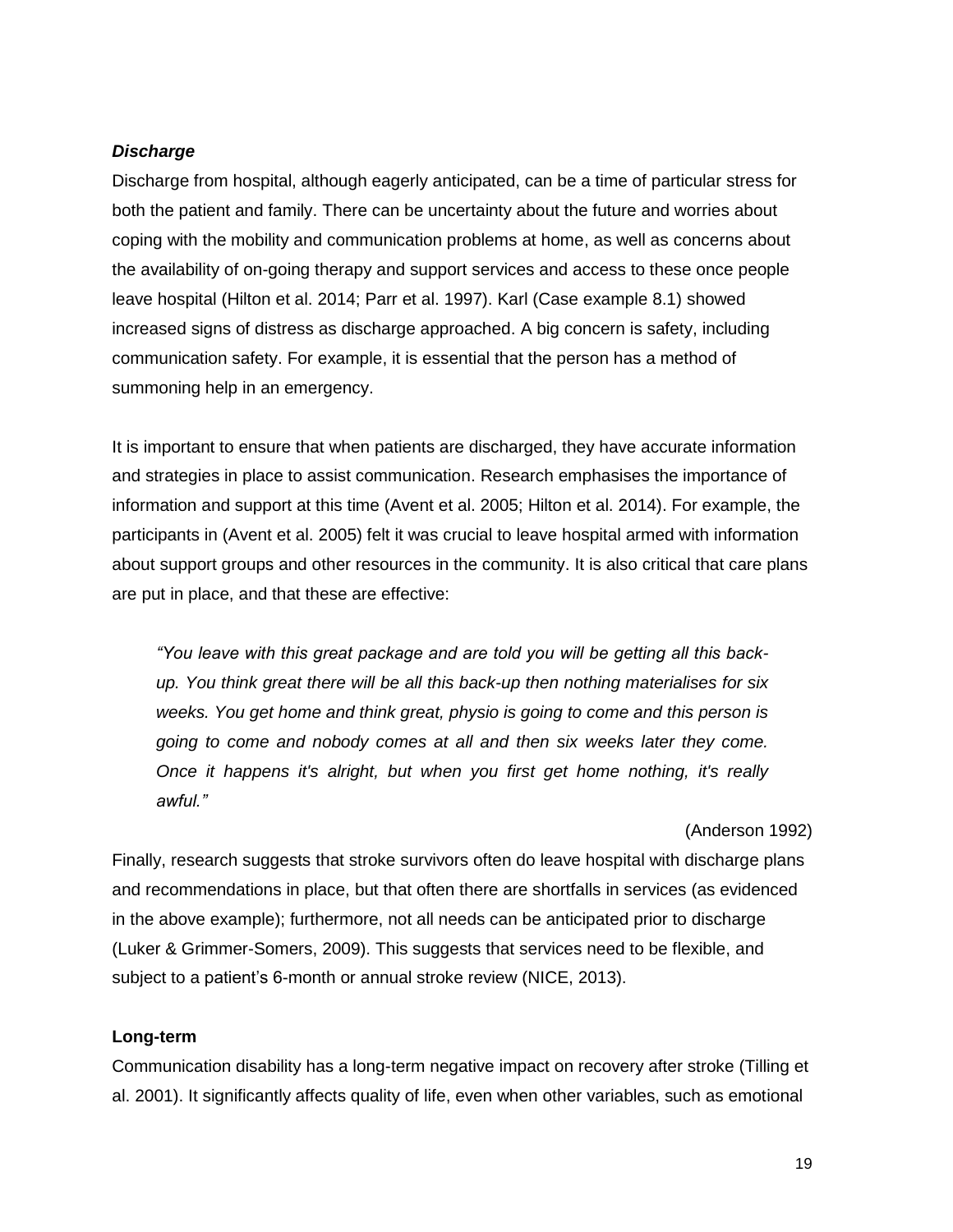### ***Discharge***

Discharge from hospital, although eagerly anticipated, can be a time of particular stress for both the patient and family. There can be uncertainty about the future and worries about coping with the mobility and communication problems at home, as well as concerns about the availability of on-going therapy and support services and access to these once people leave hospital (Hilton et al. 2014; Parr et al. 1997). Karl (Case example 8.1) showed increased signs of distress as discharge approached. A big concern is safety, including communication safety. For example, it is essential that the person has a method of summoning help in an emergency.

It is important to ensure that when patients are discharged, they have accurate information and strategies in place to assist communication. Research emphasises the importance of information and support at this time (Avent et al. 2005; Hilton et al. 2014). For example, the participants in (Avent et al. 2005) felt it was crucial to leave hospital armed with information about support groups and other resources in the community. It is also critical that care plans are put in place, and that these are effective:

> *"You leave with this great package and are told you will be getting all this back-up. You think great there will be all this back-up then nothing materialises for six weeks. You get home and think great, physio is going to come and this person is going to come and nobody comes at all and then six weeks later they come. Once it happens it's alright, but when you first get home nothing, it's really awful."*
>
> (Anderson 1992)

Finally, research suggests that stroke survivors often do leave hospital with discharge plans and recommendations in place, but that often there are shortfalls in services (as evidenced in the above example); furthermore, not all needs can be anticipated prior to discharge (Luker & Grimmer-Somers, 2009). This suggests that services need to be flexible, and subject to a patient's 6-month or annual stroke review (NICE, 2013).

### **Long-term**

Communication disability has a long-term negative impact on recovery after stroke (Tilling et al. 2001). It significantly affects quality of life, even when other variables, such as emotional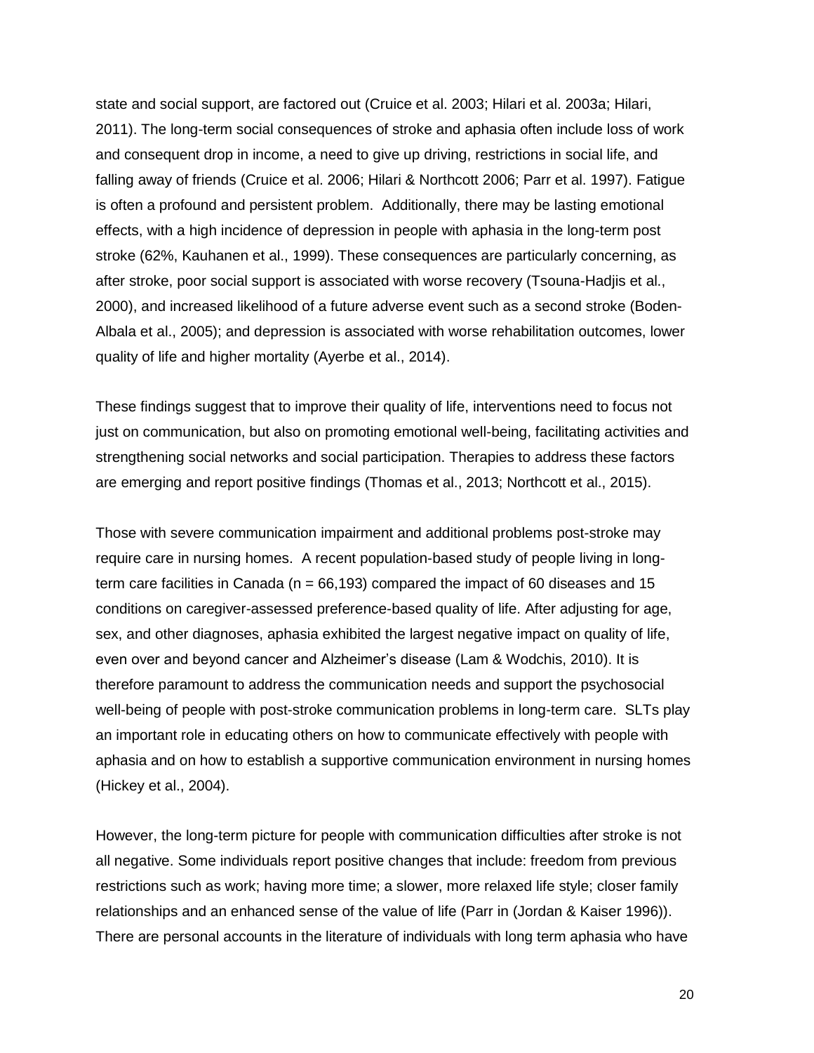state and social support, are factored out (Cruice et al. 2003; Hilari et al. 2003a; Hilari, 2011). The long-term social consequences of stroke and aphasia often include loss of work and consequent drop in income, a need to give up driving, restrictions in social life, and falling away of friends (Cruice et al. 2006; Hilari & Northcott 2006; Parr et al. 1997). Fatigue is often a profound and persistent problem. Additionally, there may be lasting emotional effects, with a high incidence of depression in people with aphasia in the long-term post stroke (62%, Kauhanen et al., 1999). These consequences are particularly concerning, as after stroke, poor social support is associated with worse recovery (Tsouna-Hadjis et al., 2000), and increased likelihood of a future adverse event such as a second stroke (Boden-Albala et al., 2005); and depression is associated with worse rehabilitation outcomes, lower quality of life and higher mortality (Ayerbe et al., 2014).

These findings suggest that to improve their quality of life, interventions need to focus not just on communication, but also on promoting emotional well-being, facilitating activities and strengthening social networks and social participation. Therapies to address these factors are emerging and report positive findings (Thomas et al., 2013; Northcott et al., 2015).

Those with severe communication impairment and additional problems post-stroke may require care in nursing homes. A recent population-based study of people living in long-term care facilities in Canada (n = 66,193) compared the impact of 60 diseases and 15 conditions on caregiver-assessed preference-based quality of life. After adjusting for age, sex, and other diagnoses, aphasia exhibited the largest negative impact on quality of life, even over and beyond cancer and Alzheimer's disease (Lam & Wodchis, 2010). It is therefore paramount to address the communication needs and support the psychosocial well-being of people with post-stroke communication problems in long-term care. SLTs play an important role in educating others on how to communicate effectively with people with aphasia and on how to establish a supportive communication environment in nursing homes (Hickey et al., 2004).

However, the long-term picture for people with communication difficulties after stroke is not all negative. Some individuals report positive changes that include: freedom from previous restrictions such as work; having more time; a slower, more relaxed life style; closer family relationships and an enhanced sense of the value of life (Parr in (Jordan & Kaiser 1996)). There are personal accounts in the literature of individuals with long term aphasia who have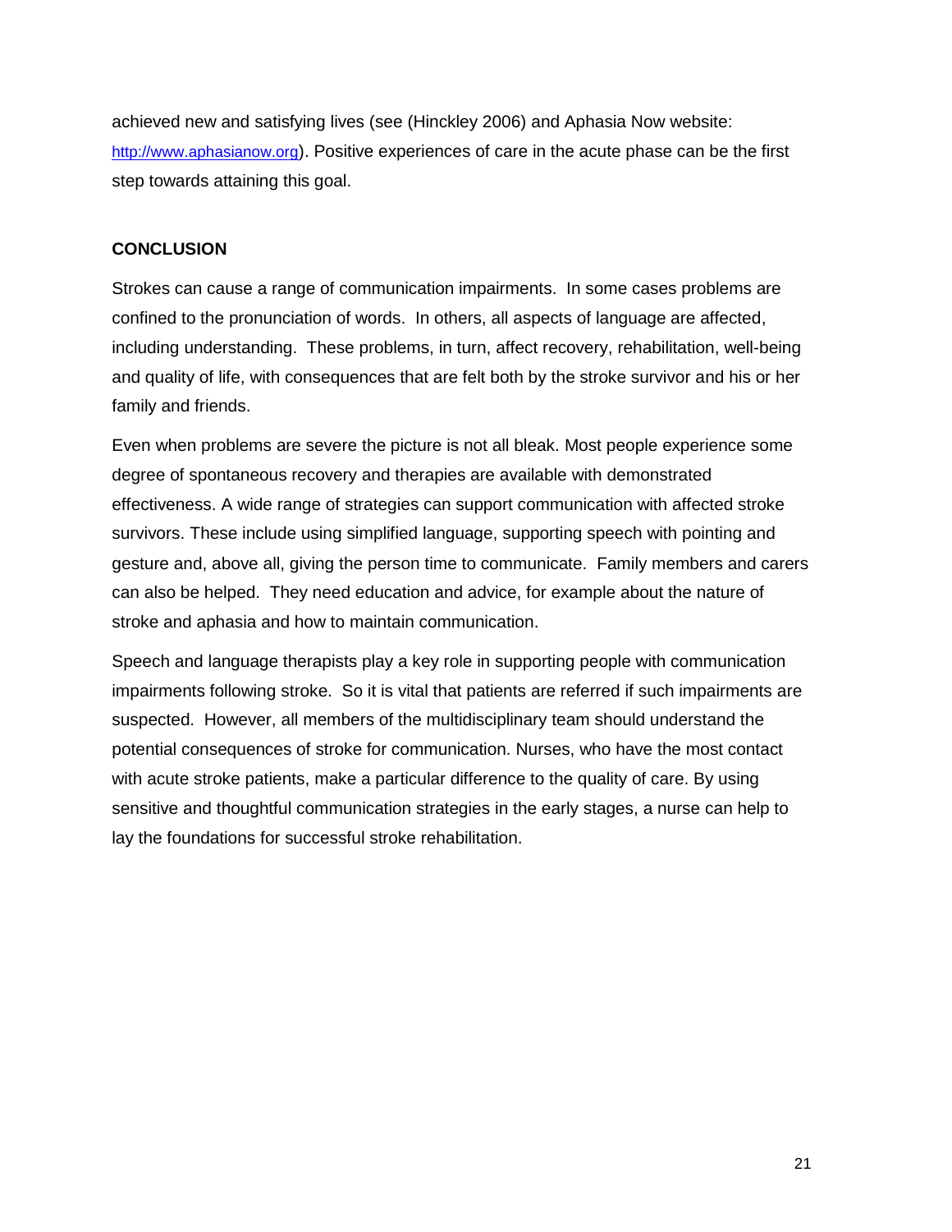achieved new and satisfying lives (see (Hinckley 2006) and Aphasia Now website: http://www.aphasianow.org). Positive experiences of care in the acute phase can be the first step towards attaining this goal.

## CONCLUSION

Strokes can cause a range of communication impairments. In some cases problems are confined to the pronunciation of words. In others, all aspects of language are affected, including understanding. These problems, in turn, affect recovery, rehabilitation, well-being and quality of life, with consequences that are felt both by the stroke survivor and his or her family and friends.

Even when problems are severe the picture is not all bleak. Most people experience some degree of spontaneous recovery and therapies are available with demonstrated effectiveness. A wide range of strategies can support communication with affected stroke survivors. These include using simplified language, supporting speech with pointing and gesture and, above all, giving the person time to communicate. Family members and carers can also be helped. They need education and advice, for example about the nature of stroke and aphasia and how to maintain communication.

Speech and language therapists play a key role in supporting people with communication impairments following stroke. So it is vital that patients are referred if such impairments are suspected. However, all members of the multidisciplinary team should understand the potential consequences of stroke for communication. Nurses, who have the most contact with acute stroke patients, make a particular difference to the quality of care. By using sensitive and thoughtful communication strategies in the early stages, a nurse can help to lay the foundations for successful stroke rehabilitation.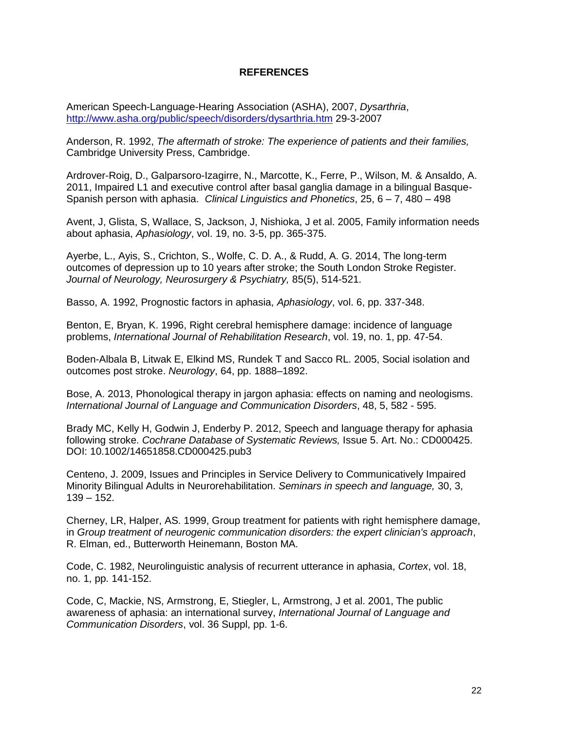# REFERENCES

American Speech-Language-Hearing Association (ASHA), 2007, *Dysarthria*, http://www.asha.org/public/speech/disorders/dysarthria.htm 29-3-2007

Anderson, R. 1992, *The aftermath of stroke: The experience of patients and their families,* Cambridge University Press, Cambridge.

Ardrover-Roig, D., Galparsoro-Izagirre, N., Marcotte, K., Ferre, P., Wilson, M. & Ansaldo, A. 2011, Impaired L1 and executive control after basal ganglia damage in a bilingual Basque-Spanish person with aphasia. *Clinical Linguistics and Phonetics*, 25, 6 – 7, 480 – 498

Avent, J, Glista, S, Wallace, S, Jackson, J, Nishioka, J et al. 2005, Family information needs about aphasia, *Aphasiology*, vol. 19, no. 3-5, pp. 365-375.

Ayerbe, L., Ayis, S., Crichton, S., Wolfe, C. D. A., & Rudd, A. G. 2014, The long-term outcomes of depression up to 10 years after stroke; the South London Stroke Register. *Journal of Neurology, Neurosurgery & Psychiatry,* 85(5), 514-521.

Basso, A. 1992, Prognostic factors in aphasia, *Aphasiology*, vol. 6, pp. 337-348.

Benton, E, Bryan, K. 1996, Right cerebral hemisphere damage: incidence of language problems, *International Journal of Rehabilitation Research*, vol. 19, no. 1, pp. 47-54.

Boden-Albala B, Litwak E, Elkind MS, Rundek T and Sacco RL. 2005, Social isolation and outcomes post stroke. *Neurology*, 64, pp. 1888–1892.

Bose, A. 2013, Phonological therapy in jargon aphasia: effects on naming and neologisms. *International Journal of Language and Communication Disorders*, 48, 5, 582 - 595.

Brady MC, Kelly H, Godwin J, Enderby P. 2012, Speech and language therapy for aphasia following stroke. *Cochrane Database of Systematic Reviews,* Issue 5. Art. No.: CD000425. DOI: 10.1002/14651858.CD000425.pub3

Centeno, J. 2009, Issues and Principles in Service Delivery to Communicatively Impaired Minority Bilingual Adults in Neurorehabilitation. *Seminars in speech and language,* 30, 3, 139 – 152.

Cherney, LR, Halper, AS. 1999, Group treatment for patients with right hemisphere damage, in *Group treatment of neurogenic communication disorders: the expert clinician's approach*, R. Elman, ed., Butterworth Heinemann, Boston MA.

Code, C. 1982, Neurolinguistic analysis of recurrent utterance in aphasia, *Cortex*, vol. 18, no. 1, pp. 141-152.

Code, C, Mackie, NS, Armstrong, E, Stiegler, L, Armstrong, J et al. 2001, The public awareness of aphasia: an international survey, *International Journal of Language and Communication Disorders*, vol. 36 Suppl, pp. 1-6.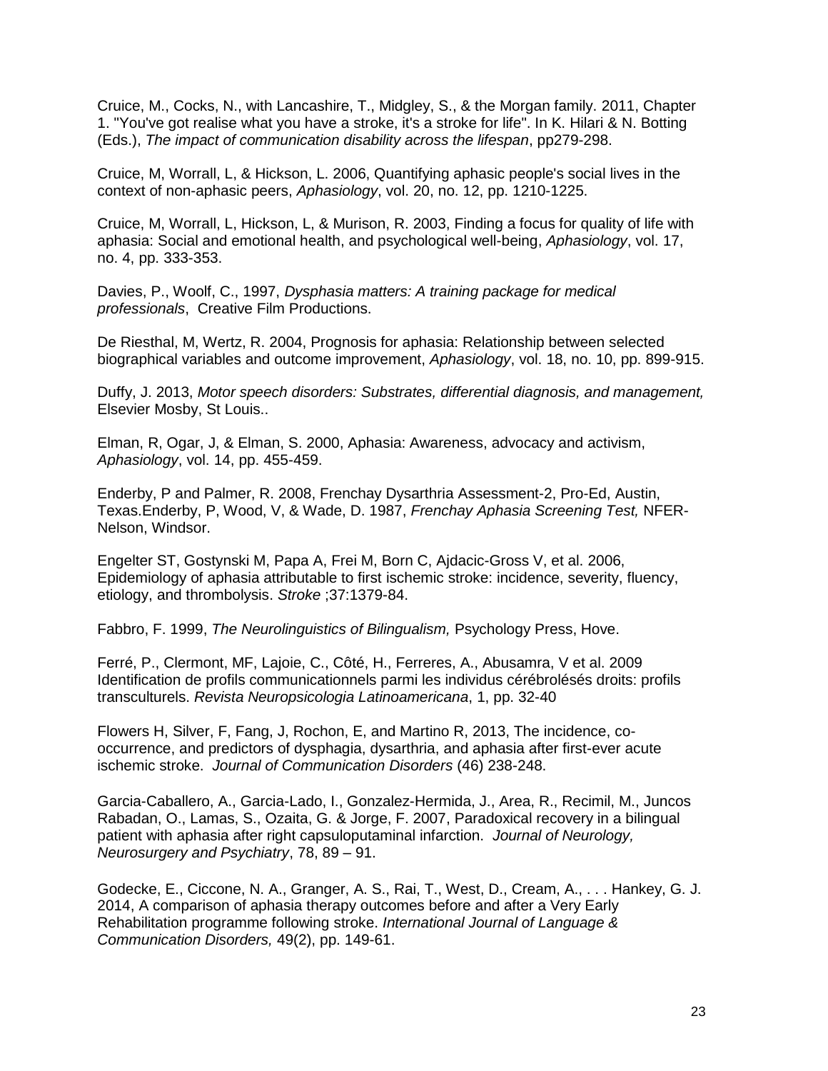Cruice, M., Cocks, N., with Lancashire, T., Midgley, S., & the Morgan family. 2011, Chapter 1. "You've got realise what you have a stroke, it's a stroke for life". In K. Hilari & N. Botting (Eds.), *The impact of communication disability across the lifespan*, pp279-298.

Cruice, M, Worrall, L, & Hickson, L. 2006, Quantifying aphasic people's social lives in the context of non-aphasic peers, *Aphasiology*, vol. 20, no. 12, pp. 1210-1225.

Cruice, M, Worrall, L, Hickson, L, & Murison, R. 2003, Finding a focus for quality of life with aphasia: Social and emotional health, and psychological well-being, *Aphasiology*, vol. 17, no. 4, pp. 333-353.

Davies, P., Woolf, C., 1997, *Dysphasia matters: A training package for medical professionals*, Creative Film Productions.

De Riesthal, M, Wertz, R. 2004, Prognosis for aphasia: Relationship between selected biographical variables and outcome improvement, *Aphasiology*, vol. 18, no. 10, pp. 899-915.

Duffy, J. 2013, *Motor speech disorders: Substrates, differential diagnosis, and management,* Elsevier Mosby, St Louis..

Elman, R, Ogar, J, & Elman, S. 2000, Aphasia: Awareness, advocacy and activism, *Aphasiology*, vol. 14, pp. 455-459.

Enderby, P and Palmer, R. 2008, Frenchay Dysarthria Assessment-2, Pro-Ed, Austin, Texas.Enderby, P, Wood, V, & Wade, D. 1987, *Frenchay Aphasia Screening Test,* NFER-Nelson, Windsor.

Engelter ST, Gostynski M, Papa A, Frei M, Born C, Ajdacic-Gross V, et al. 2006, Epidemiology of aphasia attributable to first ischemic stroke: incidence, severity, fluency, etiology, and thrombolysis. *Stroke* ;37:1379-84.

Fabbro, F. 1999, *The Neurolinguistics of Bilingualism,* Psychology Press, Hove.

Ferré, P., Clermont, MF, Lajoie, C., Côté, H., Ferreres, A., Abusamra, V et al. 2009 Identification de profils communicationnels parmi les individus cérébrolésés droits: profils transculturels. *Revista Neuropsicologia Latinoamericana*, 1, pp. 32-40

Flowers H, Silver, F, Fang, J, Rochon, E, and Martino R, 2013, The incidence, co-occurrence, and predictors of dysphagia, dysarthria, and aphasia after first-ever acute ischemic stroke. *Journal of Communication Disorders* (46) 238-248.

Garcia-Caballero, A., Garcia-Lado, I., Gonzalez-Hermida, J., Area, R., Recimil, M., Juncos Rabadan, O., Lamas, S., Ozaita, G. & Jorge, F. 2007, Paradoxical recovery in a bilingual patient with aphasia after right capsuloputaminal infarction. *Journal of Neurology, Neurosurgery and Psychiatry*, 78, 89 – 91.

Godecke, E., Ciccone, N. A., Granger, A. S., Rai, T., West, D., Cream, A., . . . Hankey, G. J. 2014, A comparison of aphasia therapy outcomes before and after a Very Early Rehabilitation programme following stroke. *International Journal of Language & Communication Disorders,* 49(2), pp. 149-61.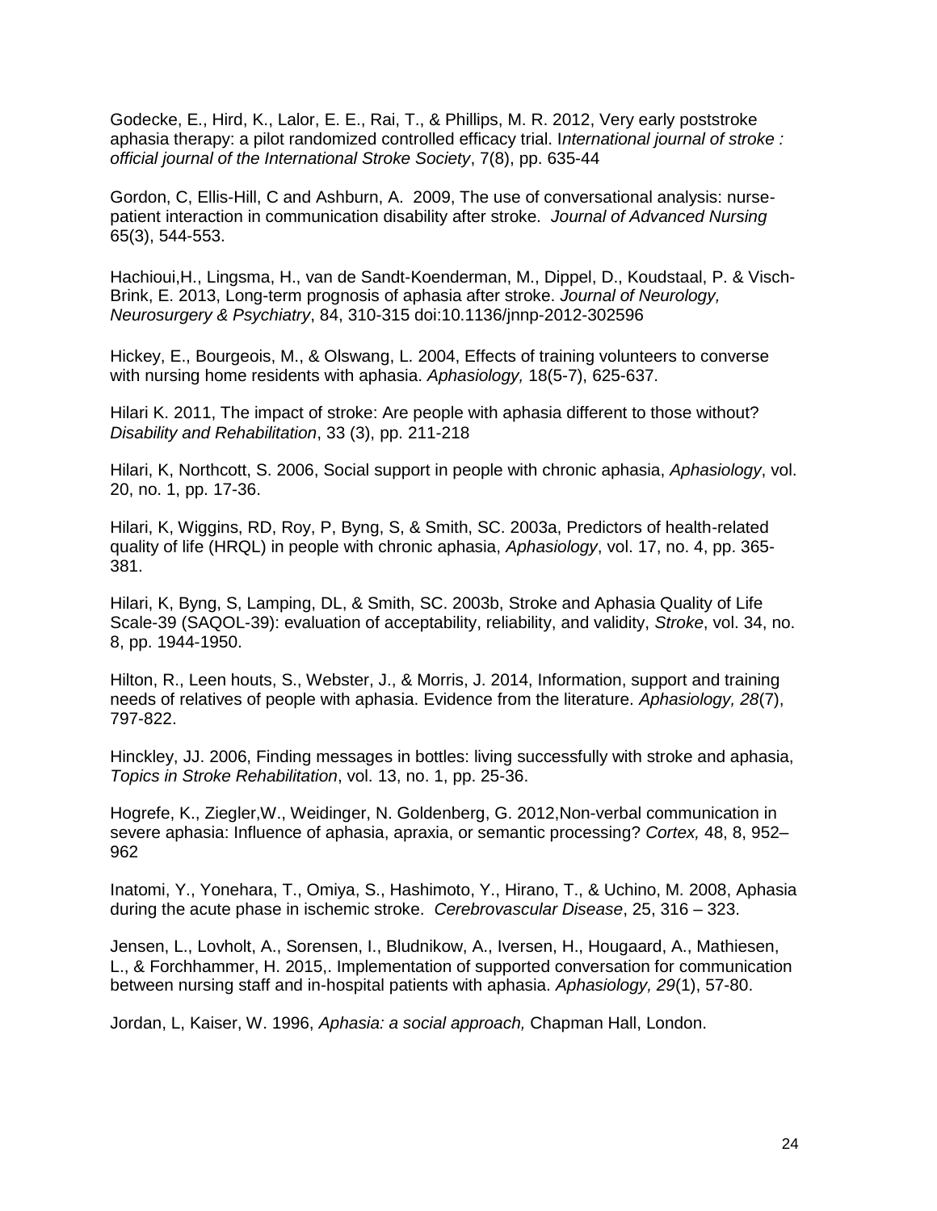Godecke, E., Hird, K., Lalor, E. E., Rai, T., & Phillips, M. R. 2012, Very early poststroke aphasia therapy: a pilot randomized controlled efficacy trial. I*nternational journal of stroke : official journal of the International Stroke Society*, 7(8), pp. 635-44

Gordon, C, Ellis-Hill, C and Ashburn, A. 2009, The use of conversational analysis: nurse-patient interaction in communication disability after stroke. *Journal of Advanced Nursing* 65(3), 544-553.

Hachioui,H., Lingsma, H., van de Sandt-Koenderman, M., Dippel, D., Koudstaal, P. & Visch-Brink, E. 2013, Long-term prognosis of aphasia after stroke. *Journal of Neurology, Neurosurgery & Psychiatry*, 84, 310-315 doi:10.1136/jnnp-2012-302596

Hickey, E., Bourgeois, M., & Olswang, L. 2004, Effects of training volunteers to converse with nursing home residents with aphasia. *Aphasiology,* 18(5-7), 625-637.

Hilari K. 2011, The impact of stroke: Are people with aphasia different to those without? *Disability and Rehabilitation*, 33 (3), pp. 211-218

Hilari, K, Northcott, S. 2006, Social support in people with chronic aphasia, *Aphasiology*, vol. 20, no. 1, pp. 17-36.

Hilari, K, Wiggins, RD, Roy, P, Byng, S, & Smith, SC. 2003a, Predictors of health-related quality of life (HRQL) in people with chronic aphasia, *Aphasiology*, vol. 17, no. 4, pp. 365-381.

Hilari, K, Byng, S, Lamping, DL, & Smith, SC. 2003b, Stroke and Aphasia Quality of Life Scale-39 (SAQOL-39): evaluation of acceptability, reliability, and validity, *Stroke*, vol. 34, no. 8, pp. 1944-1950.

Hilton, R., Leen houts, S., Webster, J., & Morris, J. 2014, Information, support and training needs of relatives of people with aphasia. Evidence from the literature. *Aphasiology, 28*(7), 797-822.

Hinckley, JJ. 2006, Finding messages in bottles: living successfully with stroke and aphasia, *Topics in Stroke Rehabilitation*, vol. 13, no. 1, pp. 25-36.

Hogrefe, K., Ziegler,W., Weidinger, N. Goldenberg, G. 2012,Non-verbal communication in severe aphasia: Influence of aphasia, apraxia, or semantic processing? *Cortex,* 48, 8, 952–962

Inatomi, Y., Yonehara, T., Omiya, S., Hashimoto, Y., Hirano, T., & Uchino, M. 2008, Aphasia during the acute phase in ischemic stroke. *Cerebrovascular Disease*, 25, 316 – 323.

Jensen, L., Lovholt, A., Sorensen, I., Bludnikow, A., Iversen, H., Hougaard, A., Mathiesen, L., & Forchhammer, H. 2015,. Implementation of supported conversation for communication between nursing staff and in-hospital patients with aphasia. *Aphasiology, 29*(1), 57-80.

Jordan, L, Kaiser, W. 1996, *Aphasia: a social approach,* Chapman Hall, London.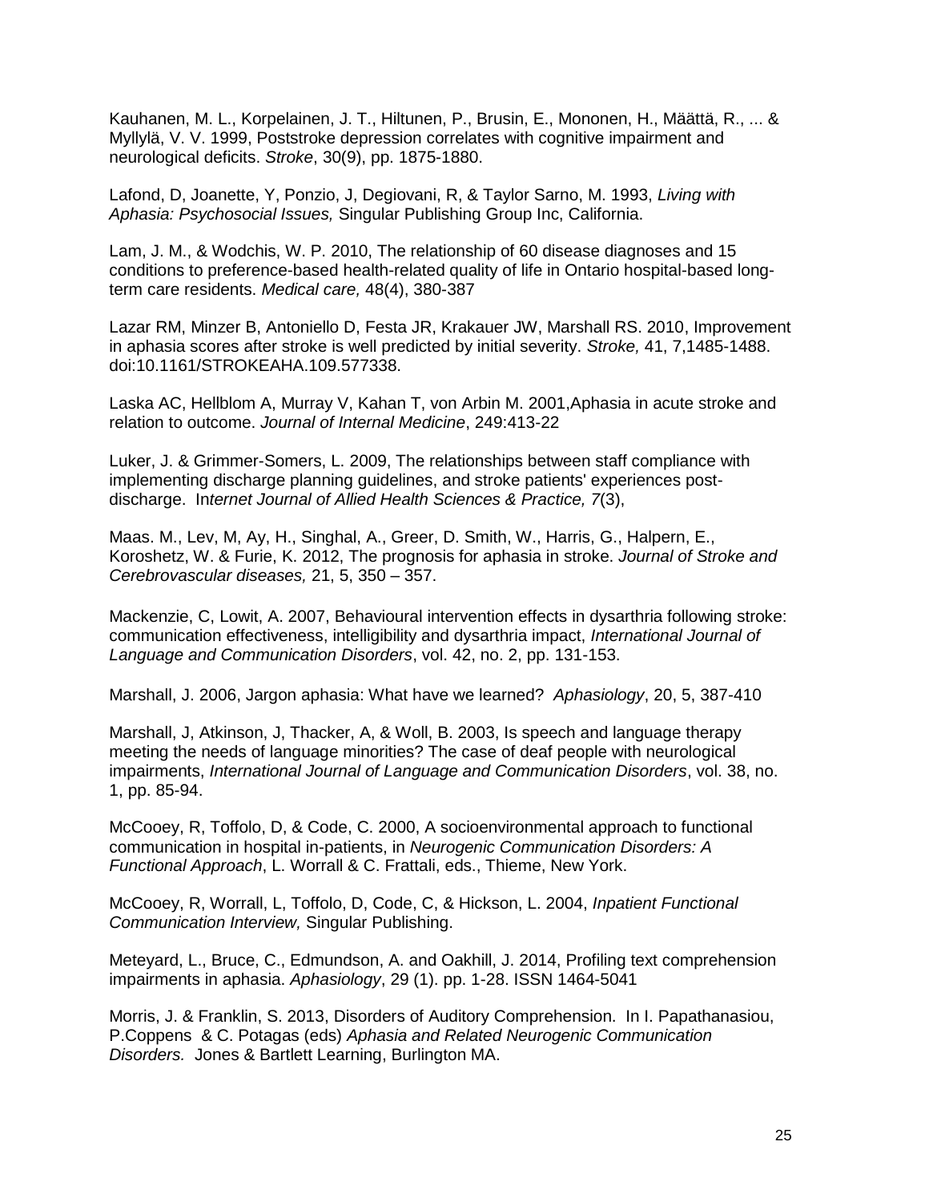Kauhanen, M. L., Korpelainen, J. T., Hiltunen, P., Brusin, E., Mononen, H., Määttä, R., ... & Myllylä, V. V. 1999, Poststroke depression correlates with cognitive impairment and neurological deficits. *Stroke*, 30(9), pp. 1875-1880.

Lafond, D, Joanette, Y, Ponzio, J, Degiovani, R, & Taylor Sarno, M. 1993, *Living with Aphasia: Psychosocial Issues,* Singular Publishing Group Inc, California.

Lam, J. M., & Wodchis, W. P. 2010, The relationship of 60 disease diagnoses and 15 conditions to preference-based health-related quality of life in Ontario hospital-based long-term care residents. *Medical care,* 48(4), 380-387

Lazar RM, Minzer B, Antoniello D, Festa JR, Krakauer JW, Marshall RS. 2010, Improvement in aphasia scores after stroke is well predicted by initial severity. *Stroke,* 41, 7,1485-1488. doi:10.1161/STROKEAHA.109.577338.

Laska AC, Hellblom A, Murray V, Kahan T, von Arbin M. 2001,Aphasia in acute stroke and relation to outcome. *Journal of Internal Medicine*, 249:413-22

Luker, J. & Grimmer-Somers, L. 2009, The relationships between staff compliance with implementing discharge planning guidelines, and stroke patients' experiences post-discharge. I*nternet Journal of Allied Health Sciences & Practice, 7*(3),

Maas. M., Lev, M, Ay, H., Singhal, A., Greer, D. Smith, W., Harris, G., Halpern, E., Koroshetz, W. & Furie, K. 2012, The prognosis for aphasia in stroke. *Journal of Stroke and Cerebrovascular diseases,* 21, 5, 350 – 357.

Mackenzie, C, Lowit, A. 2007, Behavioural intervention effects in dysarthria following stroke: communication effectiveness, intelligibility and dysarthria impact, *International Journal of Language and Communication Disorders*, vol. 42, no. 2, pp. 131-153.

Marshall, J. 2006, Jargon aphasia: What have we learned? *Aphasiology*, 20, 5, 387-410

Marshall, J, Atkinson, J, Thacker, A, & Woll, B. 2003, Is speech and language therapy meeting the needs of language minorities? The case of deaf people with neurological impairments, *International Journal of Language and Communication Disorders*, vol. 38, no. 1, pp. 85-94.

McCooey, R, Toffolo, D, & Code, C. 2000, A socioenvironmental approach to functional communication in hospital in-patients, in *Neurogenic Communication Disorders: A Functional Approach*, L. Worrall & C. Frattali, eds., Thieme, New York.

McCooey, R, Worrall, L, Toffolo, D, Code, C, & Hickson, L. 2004, *Inpatient Functional Communication Interview,* Singular Publishing.

Meteyard, L., Bruce, C., Edmundson, A. and Oakhill, J. 2014, Profiling text comprehension impairments in aphasia. *Aphasiology*, 29 (1). pp. 1-28. ISSN 1464-5041

Morris, J. & Franklin, S. 2013, Disorders of Auditory Comprehension. In I. Papathanasiou, P.Coppens & C. Potagas (eds) *Aphasia and Related Neurogenic Communication Disorders.* Jones & Bartlett Learning, Burlington MA.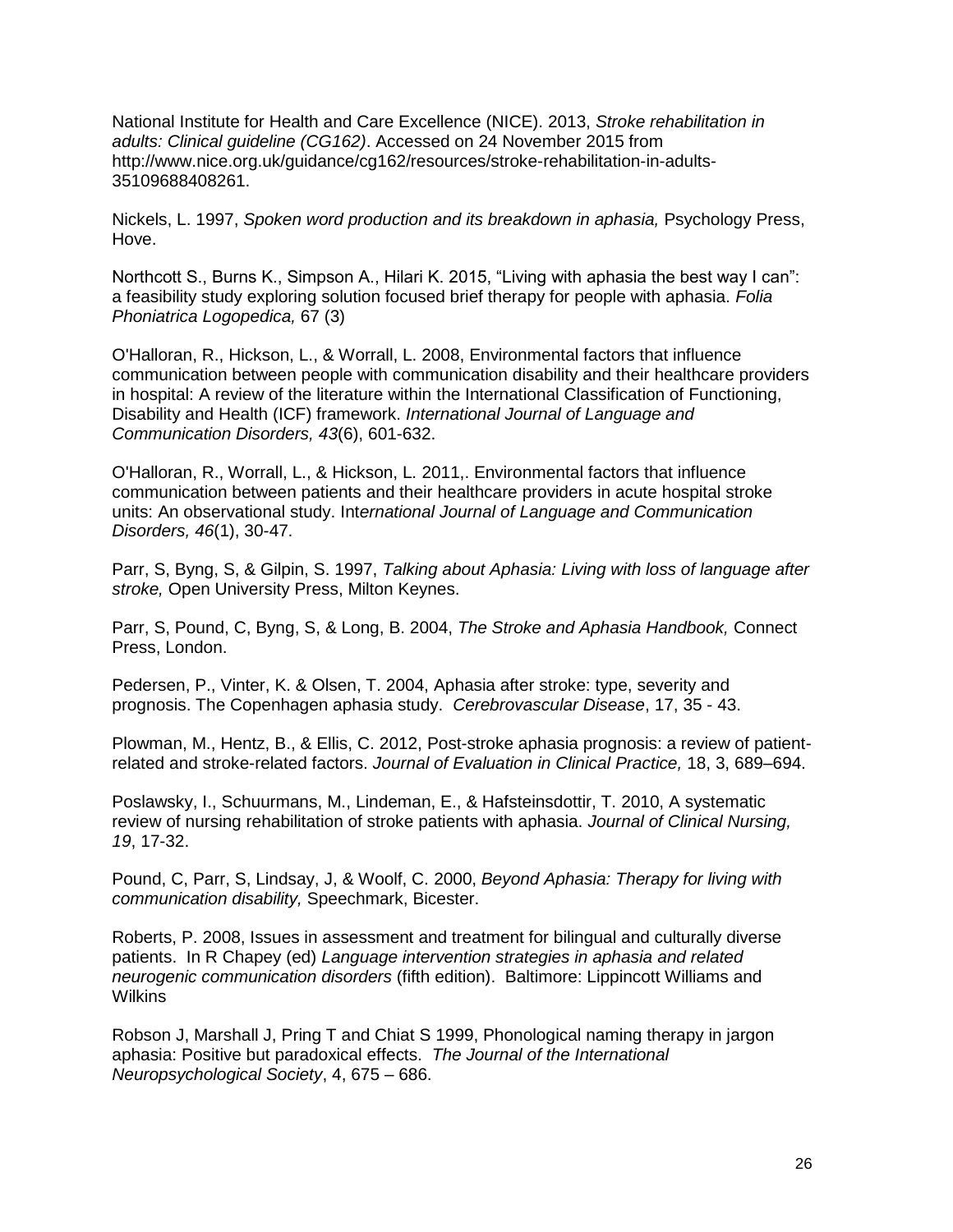National Institute for Health and Care Excellence (NICE). 2013, *Stroke rehabilitation in adults: Clinical guideline (CG162)*. Accessed on 24 November 2015 from http://www.nice.org.uk/guidance/cg162/resources/stroke-rehabilitation-in-adults-35109688408261.

Nickels, L. 1997, *Spoken word production and its breakdown in aphasia,* Psychology Press, Hove.

Northcott S., Burns K., Simpson A., Hilari K. 2015, "Living with aphasia the best way I can": a feasibility study exploring solution focused brief therapy for people with aphasia. *Folia Phoniatrica Logopedica,* 67 (3)

O'Halloran, R., Hickson, L., & Worrall, L. 2008, Environmental factors that influence communication between people with communication disability and their healthcare providers in hospital: A review of the literature within the International Classification of Functioning, Disability and Health (ICF) framework. *International Journal of Language and Communication Disorders, 43*(6), 601-632.

O'Halloran, R., Worrall, L., & Hickson, L. 2011,. Environmental factors that influence communication between patients and their healthcare providers in acute hospital stroke units: An observational study. *International Journal of Language and Communication Disorders, 46*(1), 30-47.

Parr, S, Byng, S, & Gilpin, S. 1997, *Talking about Aphasia: Living with loss of language after stroke,* Open University Press, Milton Keynes.

Parr, S, Pound, C, Byng, S, & Long, B. 2004, *The Stroke and Aphasia Handbook,* Connect Press, London.

Pedersen, P., Vinter, K. & Olsen, T. 2004, Aphasia after stroke: type, severity and prognosis. The Copenhagen aphasia study. *Cerebrovascular Disease*, 17, 35 - 43.

Plowman, M., Hentz, B., & Ellis, C. 2012, Post-stroke aphasia prognosis: a review of patient-related and stroke-related factors. *Journal of Evaluation in Clinical Practice,* 18, 3, 689–694.

Poslawsky, I., Schuurmans, M., Lindeman, E., & Hafsteinsdottir, T. 2010, A systematic review of nursing rehabilitation of stroke patients with aphasia. *Journal of Clinical Nursing, 19*, 17-32.

Pound, C, Parr, S, Lindsay, J, & Woolf, C. 2000, *Beyond Aphasia: Therapy for living with communication disability,* Speechmark, Bicester.

Roberts, P. 2008, Issues in assessment and treatment for bilingual and culturally diverse patients. In R Chapey (ed) *Language intervention strategies in aphasia and related neurogenic communication disorders* (fifth edition). Baltimore: Lippincott Williams and Wilkins

Robson J, Marshall J, Pring T and Chiat S 1999, Phonological naming therapy in jargon aphasia: Positive but paradoxical effects. *The Journal of the International Neuropsychological Society*, 4, 675 – 686.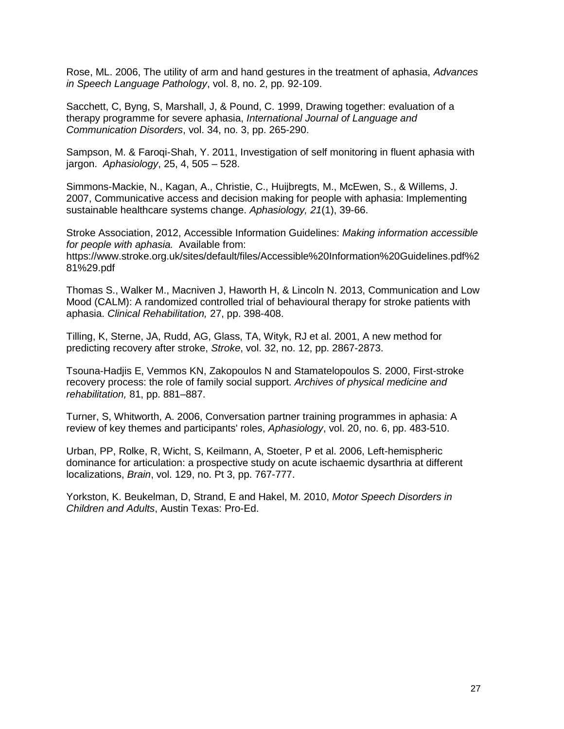Rose, ML. 2006, The utility of arm and hand gestures in the treatment of aphasia, *Advances in Speech Language Pathology*, vol. 8, no. 2, pp. 92-109.

Sacchett, C, Byng, S, Marshall, J, & Pound, C. 1999, Drawing together: evaluation of a therapy programme for severe aphasia, *International Journal of Language and Communication Disorders*, vol. 34, no. 3, pp. 265-290.

Sampson, M. & Faroqi-Shah, Y. 2011, Investigation of self monitoring in fluent aphasia with jargon. *Aphasiology*, 25, 4, 505 – 528.

Simmons-Mackie, N., Kagan, A., Christie, C., Huijbregts, M., McEwen, S., & Willems, J. 2007, Communicative access and decision making for people with aphasia: Implementing sustainable healthcare systems change. *Aphasiology, 21*(1), 39-66.

Stroke Association, 2012, Accessible Information Guidelines: *Making information accessible for people with aphasia.* Available from: https://www.stroke.org.uk/sites/default/files/Accessible%20Information%20Guidelines.pdf%281%29.pdf

Thomas S., Walker M., Macniven J, Haworth H, & Lincoln N. 2013, Communication and Low Mood (CALM): A randomized controlled trial of behavioural therapy for stroke patients with aphasia. *Clinical Rehabilitation,* 27, pp. 398-408.

Tilling, K, Sterne, JA, Rudd, AG, Glass, TA, Wityk, RJ et al. 2001, A new method for predicting recovery after stroke, *Stroke*, vol. 32, no. 12, pp. 2867-2873.

Tsouna-Hadjis E, Vemmos KN, Zakopoulos N and Stamatelopoulos S. 2000, First-stroke recovery process: the role of family social support. *Archives of physical medicine and rehabilitation,* 81, pp. 881–887.

Turner, S, Whitworth, A. 2006, Conversation partner training programmes in aphasia: A review of key themes and participants' roles, *Aphasiology*, vol. 20, no. 6, pp. 483-510.

Urban, PP, Rolke, R, Wicht, S, Keilmann, A, Stoeter, P et al. 2006, Left-hemispheric dominance for articulation: a prospective study on acute ischaemic dysarthria at different localizations, *Brain*, vol. 129, no. Pt 3, pp. 767-777.

Yorkston, K. Beukelman, D, Strand, E and Hakel, M. 2010, *Motor Speech Disorders in Children and Adults*, Austin Texas: Pro-Ed.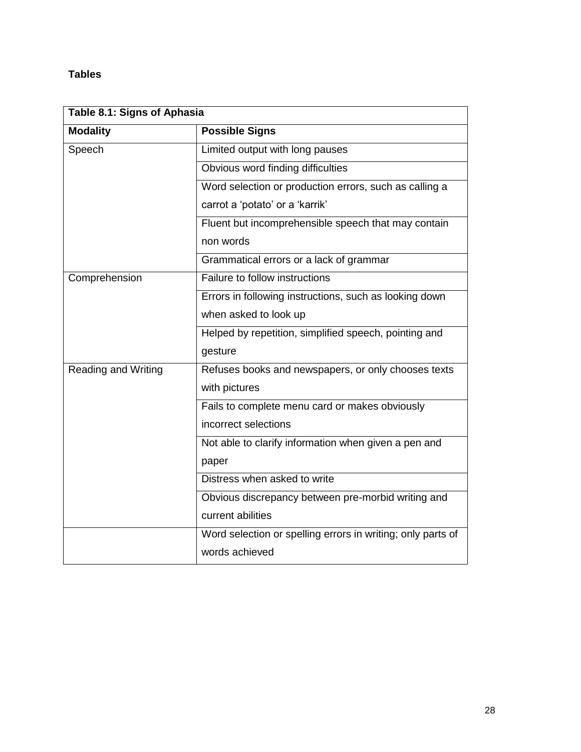**Tables**

| Table 8.1: Signs of Aphasia | |
|---|---|
| **Modality** | **Possible Signs** |
| Speech | Limited output with long pauses |
| | Obvious word finding difficulties |
| | Word selection or production errors, such as calling a carrot a 'potato' or a 'karrik' |
| | Fluent but incomprehensible speech that may contain non words |
| | Grammatical errors or a lack of grammar |
| Comprehension | Failure to follow instructions |
| | Errors in following instructions, such as looking down when asked to look up |
| | Helped by repetition, simplified speech, pointing and gesture |
| Reading and Writing | Refuses books and newspapers, or only chooses texts with pictures |
| | Fails to complete menu card or makes obviously incorrect selections |
| | Not able to clarify information when given a pen and paper |
| | Distress when asked to write |
| | Obvious discrepancy between pre-morbid writing and current abilities |
| | Word selection or spelling errors in writing; only parts of words achieved |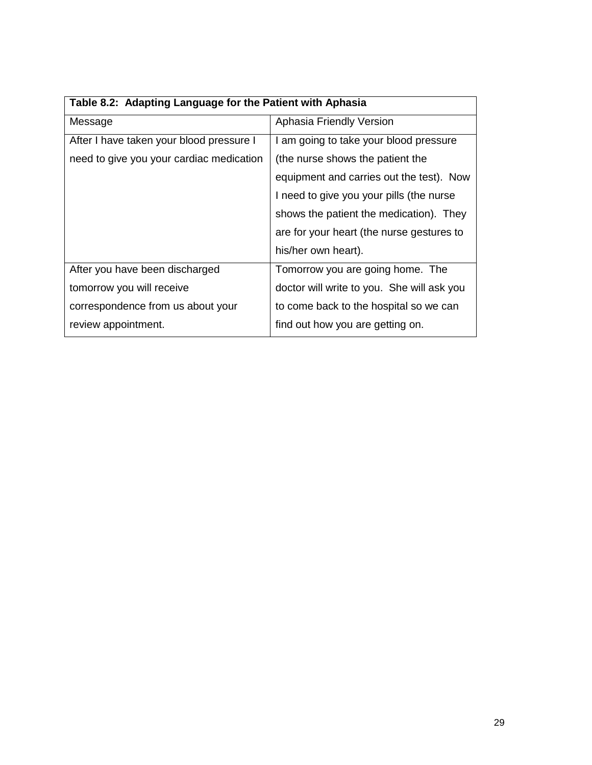**Table 8.2: Adapting Language for the Patient with Aphasia**

| Message | Aphasia Friendly Version |
|---|---|
| After I have taken your blood pressure I need to give you your cardiac medication | I am going to take your blood pressure (the nurse shows the patient the equipment and carries out the test). Now I need to give you your pills (the nurse shows the patient the medication). They are for your heart (the nurse gestures to his/her own heart). |
| After you have been discharged tomorrow you will receive correspondence from us about your review appointment. | Tomorrow you are going home. The doctor will write to you. She will ask you to come back to the hospital so we can find out how you are getting on. |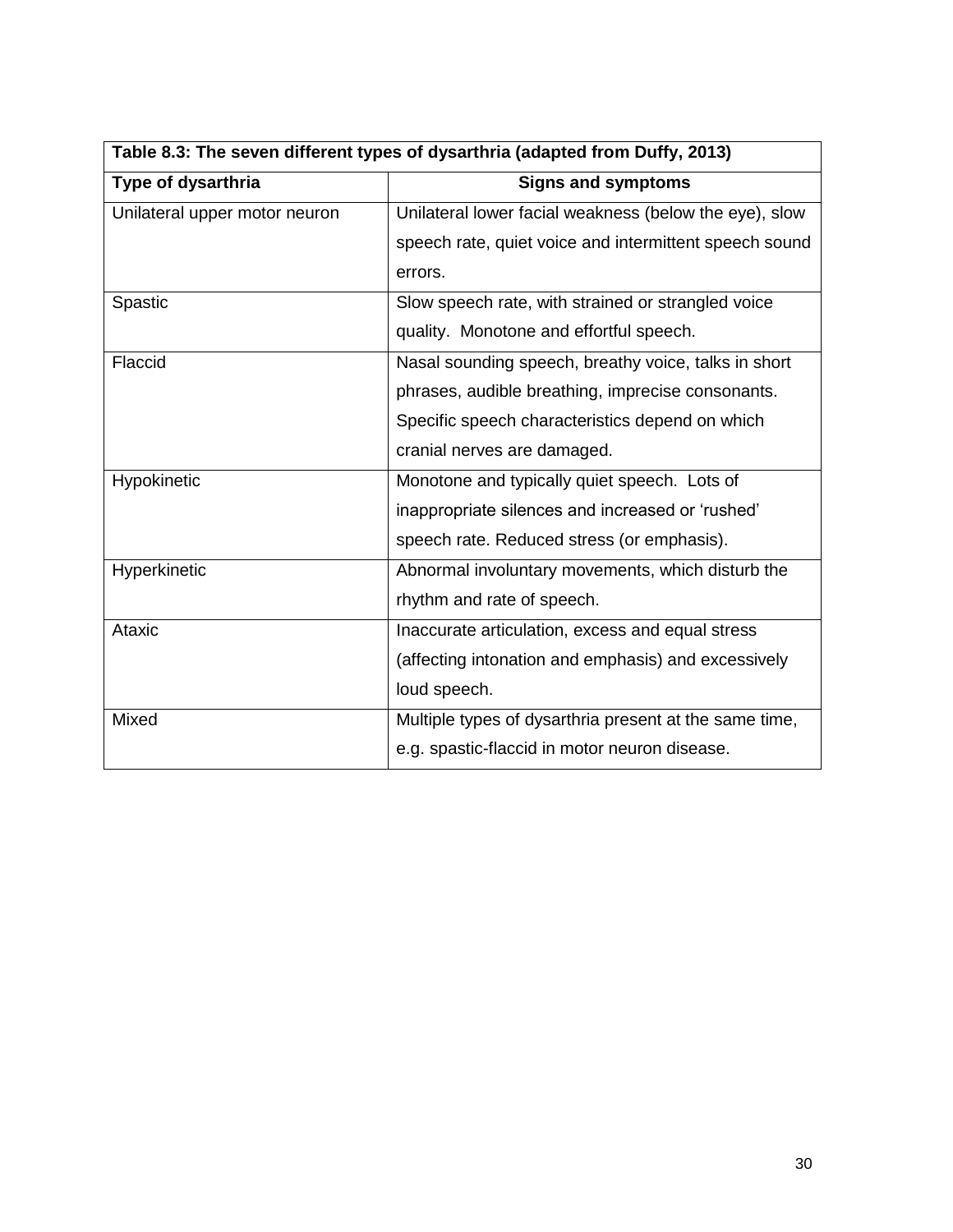**Table 8.3: The seven different types of dysarthria (adapted from Duffy, 2013)**

| Type of dysarthria | Signs and symptoms |
|---|---|
| Unilateral upper motor neuron | Unilateral lower facial weakness (below the eye), slow speech rate, quiet voice and intermittent speech sound errors. |
| Spastic | Slow speech rate, with strained or strangled voice quality. Monotone and effortful speech. |
| Flaccid | Nasal sounding speech, breathy voice, talks in short phrases, audible breathing, imprecise consonants. Specific speech characteristics depend on which cranial nerves are damaged. |
| Hypokinetic | Monotone and typically quiet speech. Lots of inappropriate silences and increased or 'rushed' speech rate. Reduced stress (or emphasis). |
| Hyperkinetic | Abnormal involuntary movements, which disturb the rhythm and rate of speech. |
| Ataxic | Inaccurate articulation, excess and equal stress (affecting intonation and emphasis) and excessively loud speech. |
| Mixed | Multiple types of dysarthria present at the same time, e.g. spastic-flaccid in motor neuron disease. |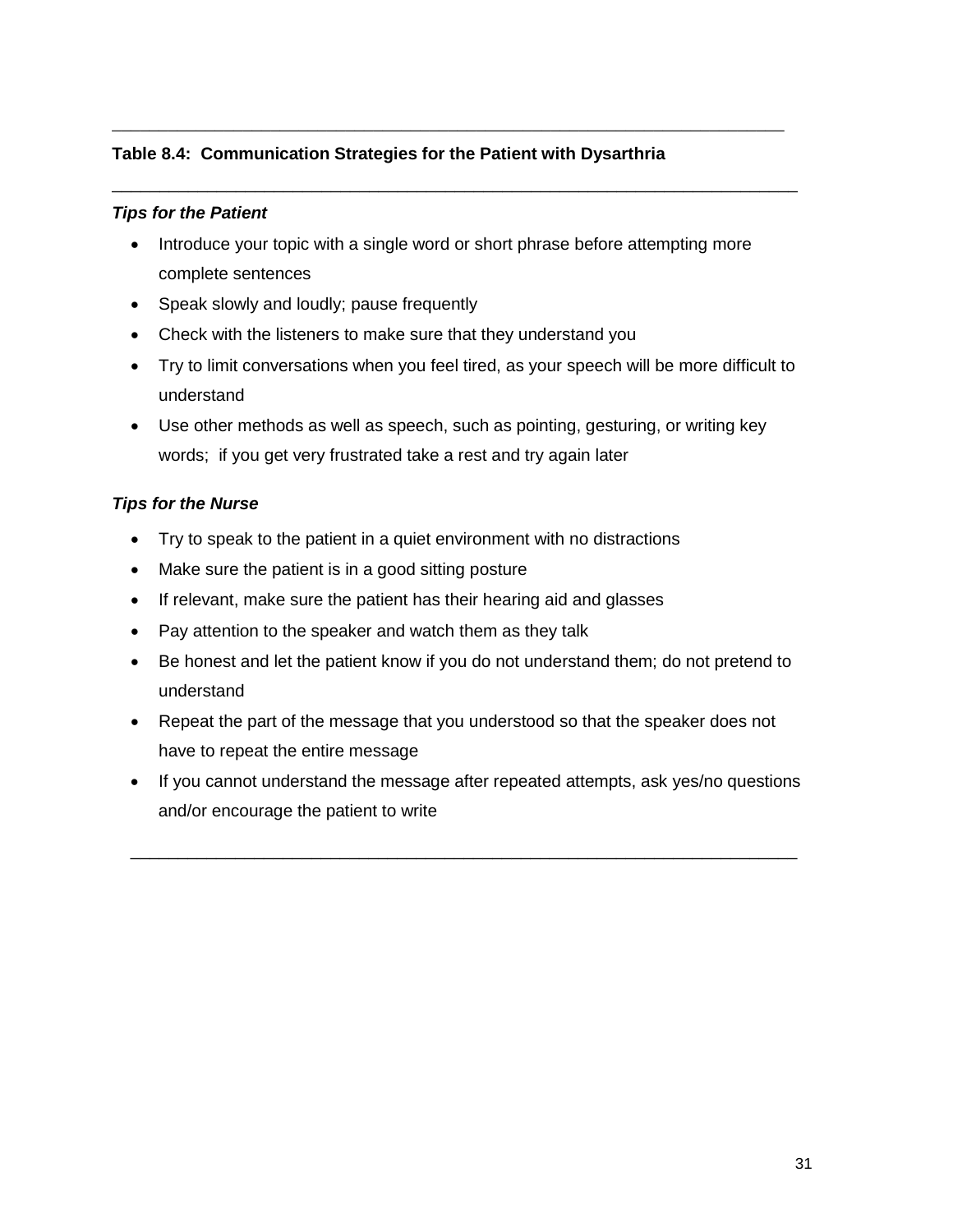**Table 8.4: Communication Strategies for the Patient with Dysarthria**

***Tips for the Patient***

- Introduce your topic with a single word or short phrase before attempting more complete sentences
- Speak slowly and loudly; pause frequently
- Check with the listeners to make sure that they understand you
- Try to limit conversations when you feel tired, as your speech will be more difficult to understand
- Use other methods as well as speech, such as pointing, gesturing, or writing key words; if you get very frustrated take a rest and try again later

***Tips for the Nurse***

- Try to speak to the patient in a quiet environment with no distractions
- Make sure the patient is in a good sitting posture
- If relevant, make sure the patient has their hearing aid and glasses
- Pay attention to the speaker and watch them as they talk
- Be honest and let the patient know if you do not understand them; do not pretend to understand
- Repeat the part of the message that you understood so that the speaker does not have to repeat the entire message
- If you cannot understand the message after repeated attempts, ask yes/no questions and/or encourage the patient to write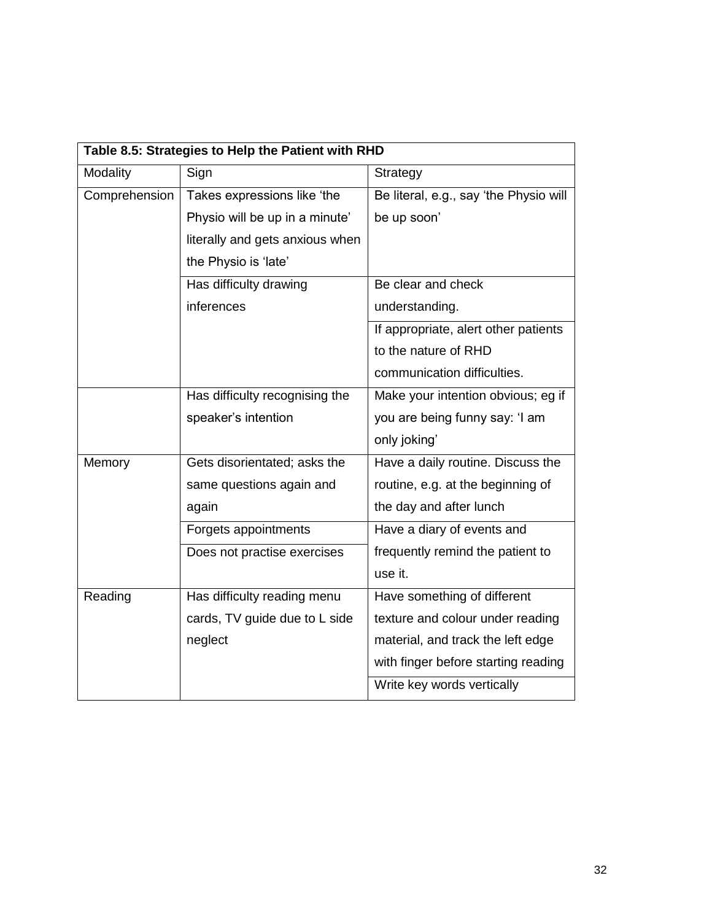| Table 8.5: Strategies to Help the Patient with RHD | | |
|---|---|---|
| Modality | Sign | Strategy |
| Comprehension | Takes expressions like 'the Physio will be up in a minute' literally and gets anxious when the Physio is 'late' | Be literal, e.g., say 'the Physio will be up soon' |
| | Has difficulty drawing inferences | Be clear and check understanding. |
| | | If appropriate, alert other patients to the nature of RHD communication difficulties. |
| | Has difficulty recognising the speaker's intention | Make your intention obvious; eg if you are being funny say: 'I am only joking' |
| Memory | Gets disorientated; asks the same questions again and again | Have a daily routine. Discuss the routine, e.g. at the beginning of the day and after lunch |
| | Forgets appointments | Have a diary of events and frequently remind the patient to use it. |
| | Does not practise exercises | |
| Reading | Has difficulty reading menu cards, TV guide due to L side neglect | Have something of different texture and colour under reading material, and track the left edge with finger before starting reading |
| | | Write key words vertically |